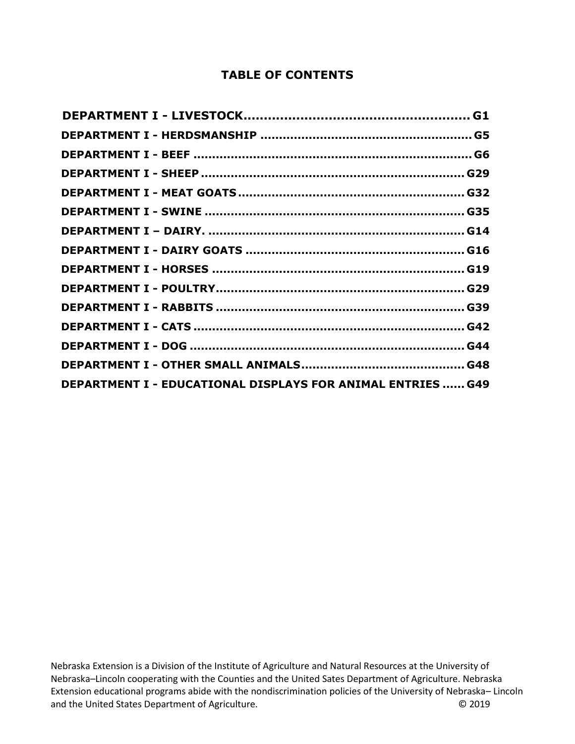# TABLE OF CONTENTS

**DEPARTMENT I - LIVESTOCK....................................................... G1**

**DEPARTMENT I - HERDSMANSHIP ........................................................ G5**

**DEPARTMENT I - BEEF ......................................................................... G6**

**DEPARTMENT I - SHEEP ...................................................................... G29**

**DEPARTMENT I - MEAT GOATS ............................................................ G32**

**DEPARTMENT I - SWINE ..................................................................... G35**

**DEPARTMENT I – DAIRY. .................................................................... G14**

**DEPARTMENT I - DAIRY GOATS .......................................................... G16**

**DEPARTMENT I - HORSES ................................................................... G19**

**DEPARTMENT I - POULTRY.................................................................. G29**

**DEPARTMENT I - RABBITS .................................................................. G39**

**DEPARTMENT I - CATS ....................................................................... G42**

**DEPARTMENT I - DOG ......................................................................... G44**

**DEPARTMENT I - OTHER SMALL ANIMALS........................................... G48**

**DEPARTMENT I - EDUCATIONAL DISPLAYS FOR ANIMAL ENTRIES ...... G49**

Nebraska Extension is a Division of the Institute of Agriculture and Natural Resources at the University of Nebraska–Lincoln cooperating with the Counties and the United Sates Department of Agriculture. Nebraska Extension educational programs abide with the nondiscrimination policies of the University of Nebraska– Lincoln and the United States Department of Agriculture. © 2019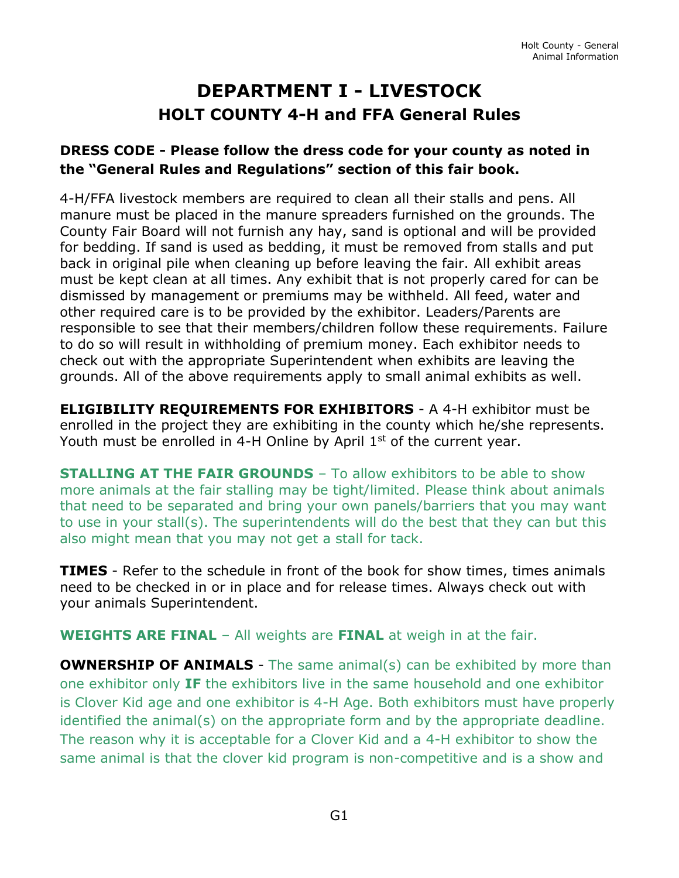# DEPARTMENT I - LIVESTOCK

## HOLT COUNTY 4-H and FFA General Rules

**DRESS CODE - Please follow the dress code for your county as noted in the "General Rules and Regulations" section of this fair book.**

4-H/FFA livestock members are required to clean all their stalls and pens. All manure must be placed in the manure spreaders furnished on the grounds. The County Fair Board will not furnish any hay, sand is optional and will be provided for bedding. If sand is used as bedding, it must be removed from stalls and put back in original pile when cleaning up before leaving the fair. All exhibit areas must be kept clean at all times. Any exhibit that is not properly cared for can be dismissed by management or premiums may be withheld. All feed, water and other required care is to be provided by the exhibitor. Leaders/Parents are responsible to see that their members/children follow these requirements. Failure to do so will result in withholding of premium money. Each exhibitor needs to check out with the appropriate Superintendent when exhibits are leaving the grounds. All of the above requirements apply to small animal exhibits as well.

**ELIGIBILITY REQUIREMENTS FOR EXHIBITORS** - A 4-H exhibitor must be enrolled in the project they are exhibiting in the county which he/she represents. Youth must be enrolled in 4-H Online by April 1st of the current year.

**STALLING AT THE FAIR GROUNDS** – To allow exhibitors to be able to show more animals at the fair stalling may be tight/limited. Please think about animals that need to be separated and bring your own panels/barriers that you may want to use in your stall(s). The superintendents will do the best that they can but this also might mean that you may not get a stall for tack.

**TIMES** - Refer to the schedule in front of the book for show times, times animals need to be checked in or in place and for release times. Always check out with your animals Superintendent.

**WEIGHTS ARE FINAL** – All weights are **FINAL** at weigh in at the fair.

**OWNERSHIP OF ANIMALS** - The same animal(s) can be exhibited by more than one exhibitor only **IF** the exhibitors live in the same household and one exhibitor is Clover Kid age and one exhibitor is 4-H Age. Both exhibitors must have properly identified the animal(s) on the appropriate form and by the appropriate deadline. The reason why it is acceptable for a Clover Kid and a 4-H exhibitor to show the same animal is that the clover kid program is non-competitive and is a show and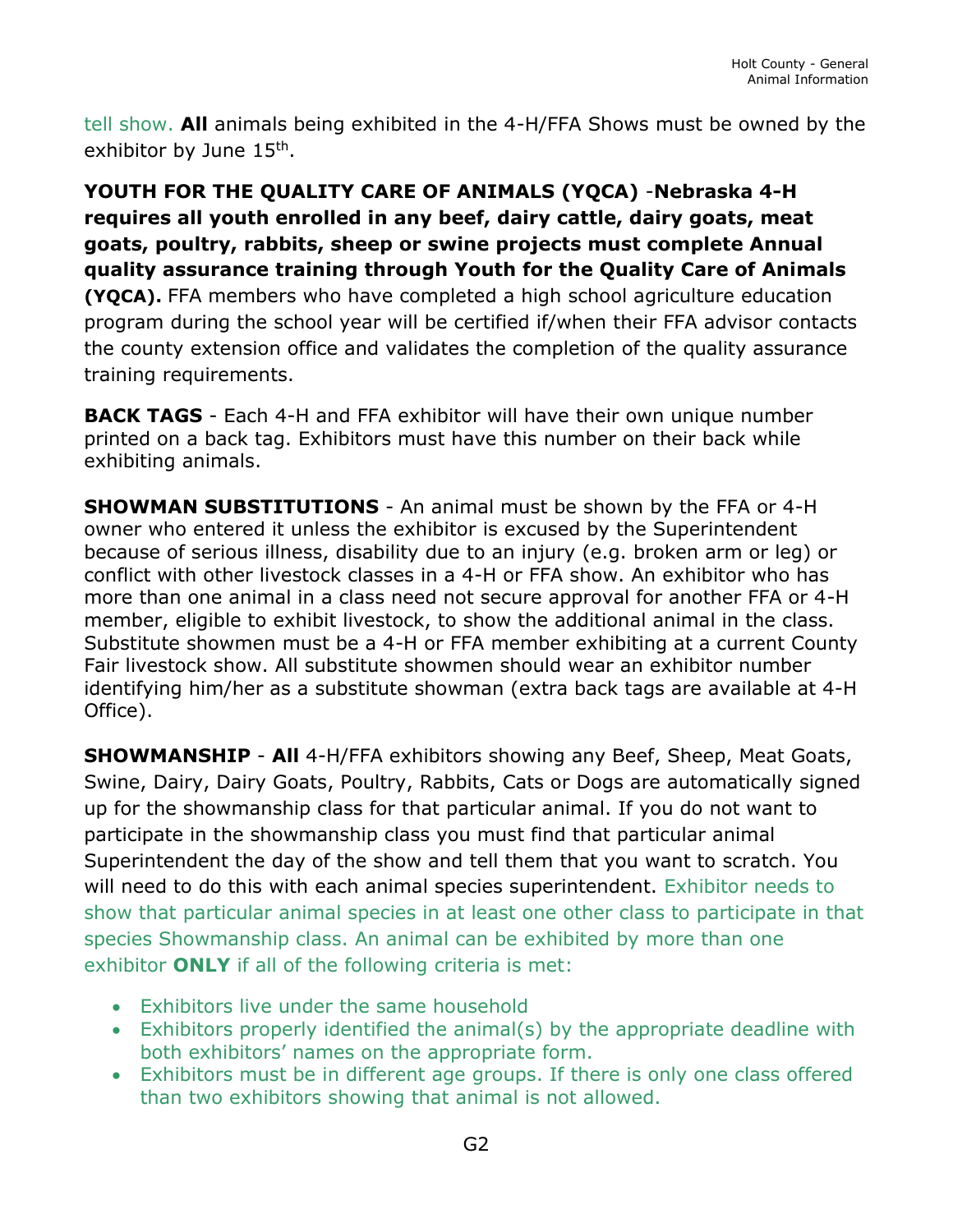tell show. **All** animals being exhibited in the 4-H/FFA Shows must be owned by the exhibitor by June 15th.

**YOUTH FOR THE QUALITY CARE OF ANIMALS (YQCA)** -**Nebraska 4-H requires all youth enrolled in any beef, dairy cattle, dairy goats, meat goats, poultry, rabbits, sheep or swine projects must complete Annual quality assurance training through Youth for the Quality Care of Animals (YQCA).** FFA members who have completed a high school agriculture education program during the school year will be certified if/when their FFA advisor contacts the county extension office and validates the completion of the quality assurance training requirements.

**BACK TAGS** - Each 4-H and FFA exhibitor will have their own unique number printed on a back tag. Exhibitors must have this number on their back while exhibiting animals.

**SHOWMAN SUBSTITUTIONS** - An animal must be shown by the FFA or 4-H owner who entered it unless the exhibitor is excused by the Superintendent because of serious illness, disability due to an injury (e.g. broken arm or leg) or conflict with other livestock classes in a 4-H or FFA show. An exhibitor who has more than one animal in a class need not secure approval for another FFA or 4-H member, eligible to exhibit livestock, to show the additional animal in the class. Substitute showmen must be a 4-H or FFA member exhibiting at a current County Fair livestock show. All substitute showmen should wear an exhibitor number identifying him/her as a substitute showman (extra back tags are available at 4-H Office).

**SHOWMANSHIP** - **All** 4-H/FFA exhibitors showing any Beef, Sheep, Meat Goats, Swine, Dairy, Dairy Goats, Poultry, Rabbits, Cats or Dogs are automatically signed up for the showmanship class for that particular animal. If you do not want to participate in the showmanship class you must find that particular animal Superintendent the day of the show and tell them that you want to scratch. You will need to do this with each animal species superintendent. Exhibitor needs to show that particular animal species in at least one other class to participate in that species Showmanship class. An animal can be exhibited by more than one exhibitor **ONLY** if all of the following criteria is met:

- Exhibitors live under the same household
- Exhibitors properly identified the animal(s) by the appropriate deadline with both exhibitors' names on the appropriate form.
- Exhibitors must be in different age groups. If there is only one class offered than two exhibitors showing that animal is not allowed.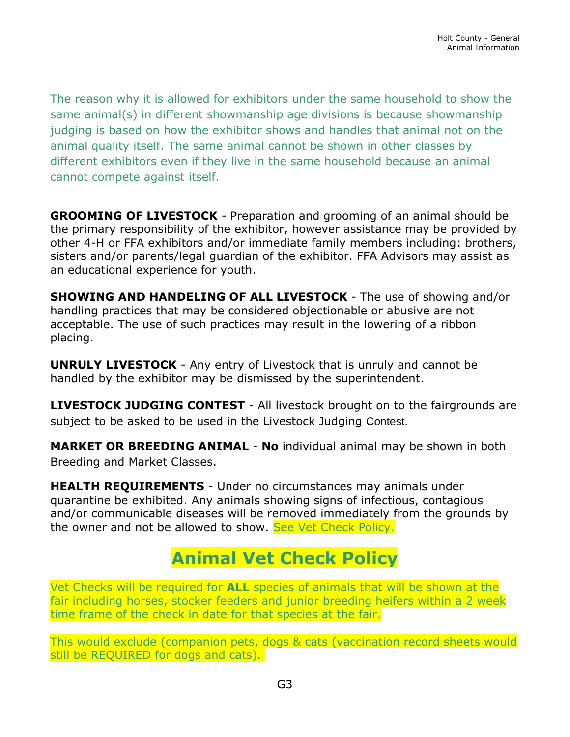The reason why it is allowed for exhibitors under the same household to show the same animal(s) in different showmanship age divisions is because showmanship judging is based on how the exhibitor shows and handles that animal not on the animal quality itself. The same animal cannot be shown in other classes by different exhibitors even if they live in the same household because an animal cannot compete against itself.

**GROOMING OF LIVESTOCK** - Preparation and grooming of an animal should be the primary responsibility of the exhibitor, however assistance may be provided by other 4-H or FFA exhibitors and/or immediate family members including: brothers, sisters and/or parents/legal guardian of the exhibitor. FFA Advisors may assist as an educational experience for youth.

**SHOWING AND HANDELING OF ALL LIVESTOCK** - The use of showing and/or handling practices that may be considered objectionable or abusive are not acceptable. The use of such practices may result in the lowering of a ribbon placing.

**UNRULY LIVESTOCK** - Any entry of Livestock that is unruly and cannot be handled by the exhibitor may be dismissed by the superintendent.

**LIVESTOCK JUDGING CONTEST** - All livestock brought on to the fairgrounds are subject to be asked to be used in the Livestock Judging Contest.

**MARKET OR BREEDING ANIMAL** - **No** individual animal may be shown in both Breeding and Market Classes.

**HEALTH REQUIREMENTS** - Under no circumstances may animals under quarantine be exhibited. Any animals showing signs of infectious, contagious and/or communicable diseases will be removed immediately from the grounds by the owner and not be allowed to show. See Vet Check Policy.

## Animal Vet Check Policy

Vet Checks will be required for **ALL** species of animals that will be shown at the fair including horses, stocker feeders and junior breeding heifers within a 2 week time frame of the check in date for that species at the fair.

This would exclude (companion pets, dogs & cats (vaccination record sheets would still be REQUIRED for dogs and cats).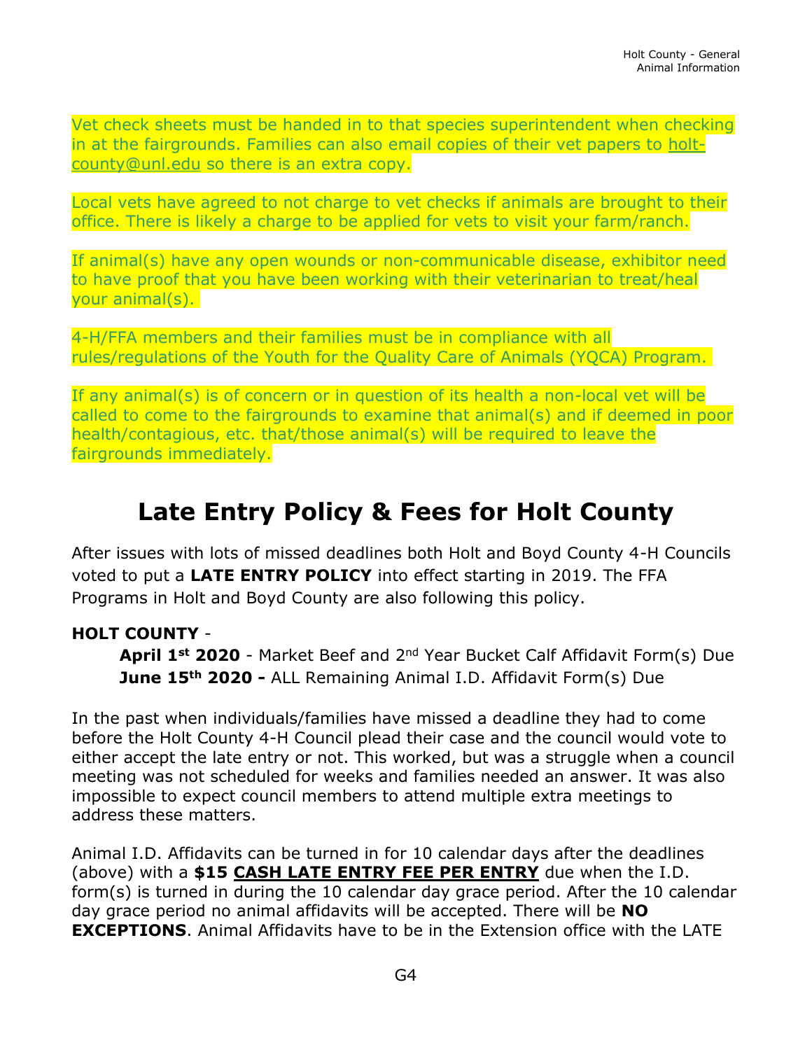Vet check sheets must be handed in to that species superintendent when checking in at the fairgrounds. Families can also email copies of their vet papers to holt-county@unl.edu so there is an extra copy.

Local vets have agreed to not charge to vet checks if animals are brought to their office. There is likely a charge to be applied for vets to visit your farm/ranch.

If animal(s) have any open wounds or non-communicable disease, exhibitor need to have proof that you have been working with their veterinarian to treat/heal your animal(s).

4-H/FFA members and their families must be in compliance with all rules/regulations of the Youth for the Quality Care of Animals (YQCA) Program.

If any animal(s) is of concern or in question of its health a non-local vet will be called to come to the fairgrounds to examine that animal(s) and if deemed in poor health/contagious, etc. that/those animal(s) will be required to leave the fairgrounds immediately.

# Late Entry Policy & Fees for Holt County

After issues with lots of missed deadlines both Holt and Boyd County 4-H Councils voted to put a **LATE ENTRY POLICY** into effect starting in 2019. The FFA Programs in Holt and Boyd County are also following this policy.

**HOLT COUNTY** -

> **April 1st 2020** - Market Beef and 2nd Year Bucket Calf Affidavit Form(s) Due
> **June 15th 2020 -** ALL Remaining Animal I.D. Affidavit Form(s) Due

In the past when individuals/families have missed a deadline they had to come before the Holt County 4-H Council plead their case and the council would vote to either accept the late entry or not. This worked, but was a struggle when a council meeting was not scheduled for weeks and families needed an answer. It was also impossible to expect council members to attend multiple extra meetings to address these matters.

Animal I.D. Affidavits can be turned in for 10 calendar days after the deadlines (above) with a **$15 CASH LATE ENTRY FEE PER ENTRY** due when the I.D. form(s) is turned in during the 10 calendar day grace period. After the 10 calendar day grace period no animal affidavits will be accepted. There will be **NO EXCEPTIONS**. Animal Affidavits have to be in the Extension office with the LATE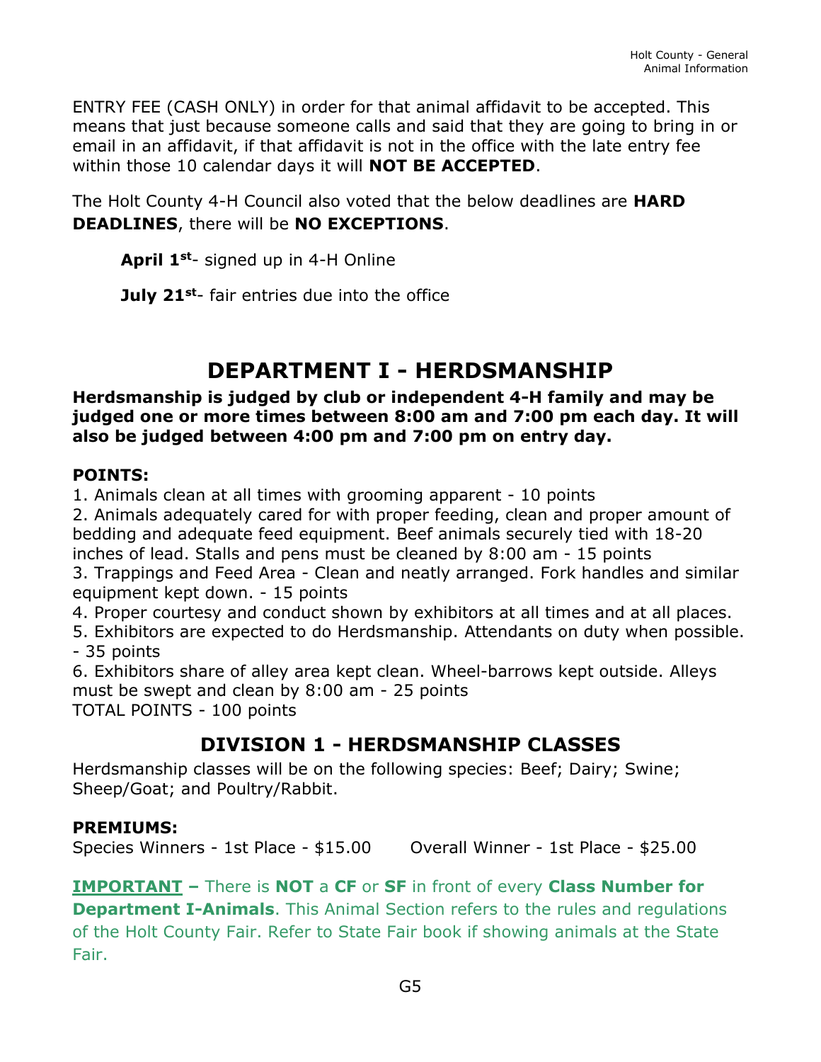ENTRY FEE (CASH ONLY) in order for that animal affidavit to be accepted. This means that just because someone calls and said that they are going to bring in or email in an affidavit, if that affidavit is not in the office with the late entry fee within those 10 calendar days it will **NOT BE ACCEPTED**.

The Holt County 4-H Council also voted that the below deadlines are **HARD DEADLINES**, there will be **NO EXCEPTIONS**.

**April 1st**- signed up in 4-H Online

**July 21st**- fair entries due into the office

# DEPARTMENT I - HERDSMANSHIP

**Herdsmanship is judged by club or independent 4-H family and may be judged one or more times between 8:00 am and 7:00 pm each day. It will also be judged between 4:00 pm and 7:00 pm on entry day.**

**POINTS:**

1. Animals clean at all times with grooming apparent - 10 points
2. Animals adequately cared for with proper feeding, clean and proper amount of bedding and adequate feed equipment. Beef animals securely tied with 18-20 inches of lead. Stalls and pens must be cleaned by 8:00 am - 15 points
3. Trappings and Feed Area - Clean and neatly arranged. Fork handles and similar equipment kept down. - 15 points
4. Proper courtesy and conduct shown by exhibitors at all times and at all places.
5. Exhibitors are expected to do Herdsmanship. Attendants on duty when possible. - 35 points
6. Exhibitors share of alley area kept clean. Wheel-barrows kept outside. Alleys must be swept and clean by 8:00 am - 25 points

TOTAL POINTS - 100 points

## DIVISION 1 - HERDSMANSHIP CLASSES

Herdsmanship classes will be on the following species: Beef; Dairy; Swine; Sheep/Goat; and Poultry/Rabbit.

**PREMIUMS:**

Species Winners - 1st Place - $15.00 Overall Winner - 1st Place - $25.00

**IMPORTANT** – There is **NOT** a **CF** or **SF** in front of every **Class Number for Department I-Animals**. This Animal Section refers to the rules and regulations of the Holt County Fair. Refer to State Fair book if showing animals at the State Fair.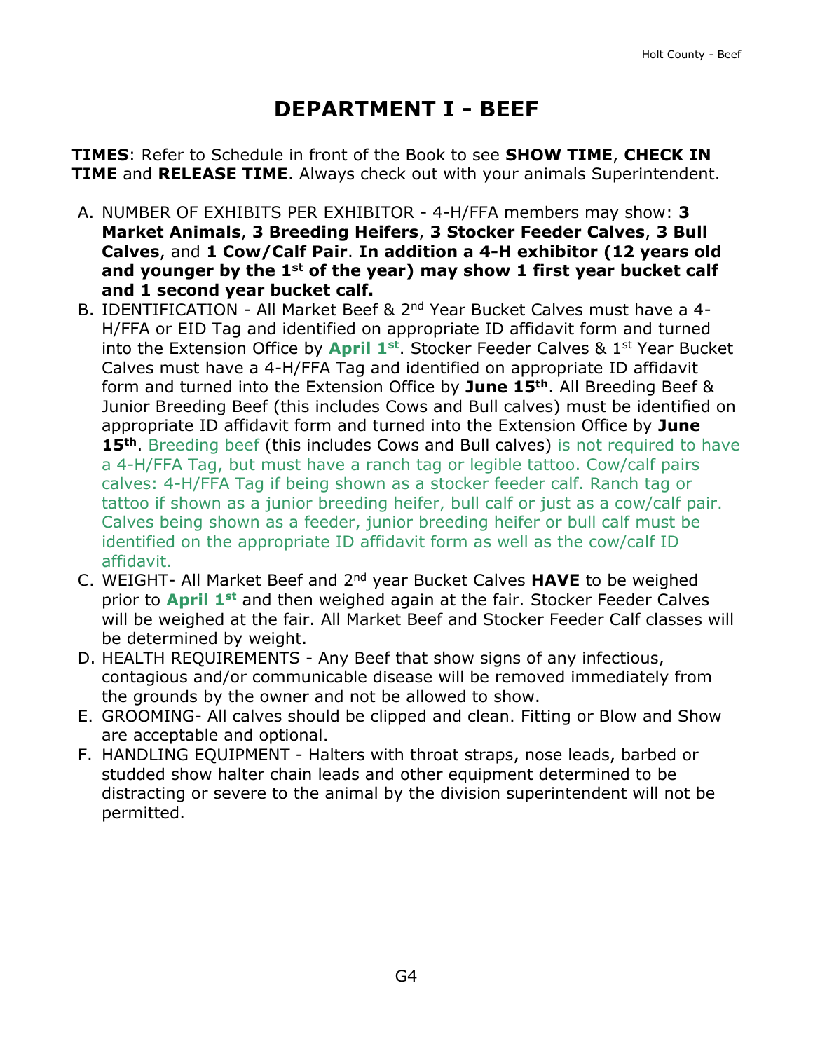# DEPARTMENT I - BEEF

**TIMES**: Refer to Schedule in front of the Book to see **SHOW TIME**, **CHECK IN TIME** and **RELEASE TIME**. Always check out with your animals Superintendent.

A. NUMBER OF EXHIBITS PER EXHIBITOR - 4-H/FFA members may show: **3 Market Animals**, **3 Breeding Heifers**, **3 Stocker Feeder Calves**, **3 Bull Calves**, and **1 Cow/Calf Pair**. **In addition a 4-H exhibitor (12 years old and younger by the 1st of the year) may show 1 first year bucket calf and 1 second year bucket calf.**
B. IDENTIFICATION - All Market Beef & 2nd Year Bucket Calves must have a 4-H/FFA or EID Tag and identified on appropriate ID affidavit form and turned into the Extension Office by **April 1st**. Stocker Feeder Calves & 1st Year Bucket Calves must have a 4-H/FFA Tag and identified on appropriate ID affidavit form and turned into the Extension Office by **June 15th**. All Breeding Beef & Junior Breeding Beef (this includes Cows and Bull calves) must be identified on appropriate ID affidavit form and turned into the Extension Office by **June 15th**. Breeding beef (this includes Cows and Bull calves) is not required to have a 4-H/FFA Tag, but must have a ranch tag or legible tattoo. Cow/calf pairs calves: 4-H/FFA Tag if being shown as a stocker feeder calf. Ranch tag or tattoo if shown as a junior breeding heifer, bull calf or just as a cow/calf pair. Calves being shown as a feeder, junior breeding heifer or bull calf must be identified on the appropriate ID affidavit form as well as the cow/calf ID affidavit.
C. WEIGHT- All Market Beef and 2nd year Bucket Calves **HAVE** to be weighed prior to **April 1st** and then weighed again at the fair. Stocker Feeder Calves will be weighed at the fair. All Market Beef and Stocker Feeder Calf classes will be determined by weight.
D. HEALTH REQUIREMENTS - Any Beef that show signs of any infectious, contagious and/or communicable disease will be removed immediately from the grounds by the owner and not be allowed to show.
E. GROOMING- All calves should be clipped and clean. Fitting or Blow and Show are acceptable and optional.
F. HANDLING EQUIPMENT - Halters with throat straps, nose leads, barbed or studded show halter chain leads and other equipment determined to be distracting or severe to the animal by the division superintendent will not be permitted.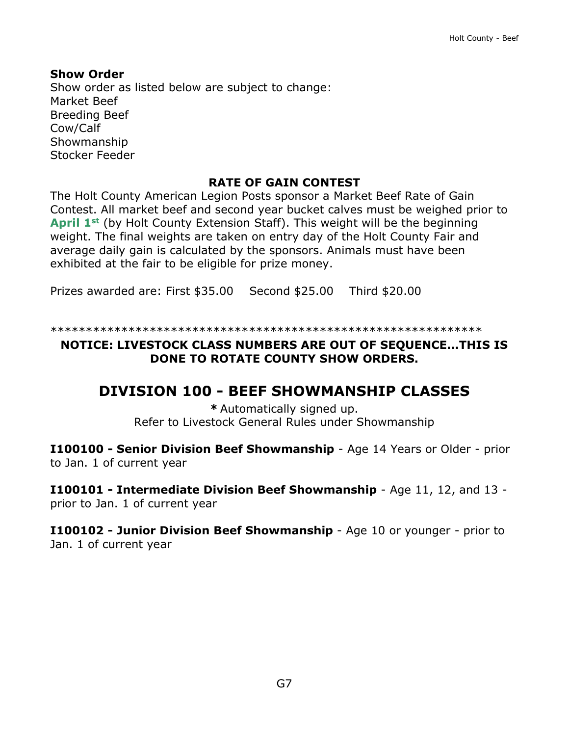**Show Order**

Show order as listed below are subject to change:
Market Beef
Breeding Beef
Cow/Calf
Showmanship
Stocker Feeder

### RATE OF GAIN CONTEST

The Holt County American Legion Posts sponsor a Market Beef Rate of Gain Contest. All market beef and second year bucket calves must be weighed prior to **April 1st** (by Holt County Extension Staff). This weight will be the beginning weight. The final weights are taken on entry day of the Holt County Fair and average daily gain is calculated by the sponsors. Animals must have been exhibited at the fair to be eligible for prize money.

Prizes awarded are: First $35.00 Second $25.00 Third $20.00

************************************************************

**NOTICE: LIVESTOCK CLASS NUMBERS ARE OUT OF SEQUENCE...THIS IS DONE TO ROTATE COUNTY SHOW ORDERS.**

## DIVISION 100 - BEEF SHOWMANSHIP CLASSES

**\*** Automatically signed up.
Refer to Livestock General Rules under Showmanship

**I100100 - Senior Division Beef Showmanship** - Age 14 Years or Older - prior to Jan. 1 of current year

**I100101 - Intermediate Division Beef Showmanship** - Age 11, 12, and 13 - prior to Jan. 1 of current year

**I100102 - Junior Division Beef Showmanship** - Age 10 or younger - prior to Jan. 1 of current year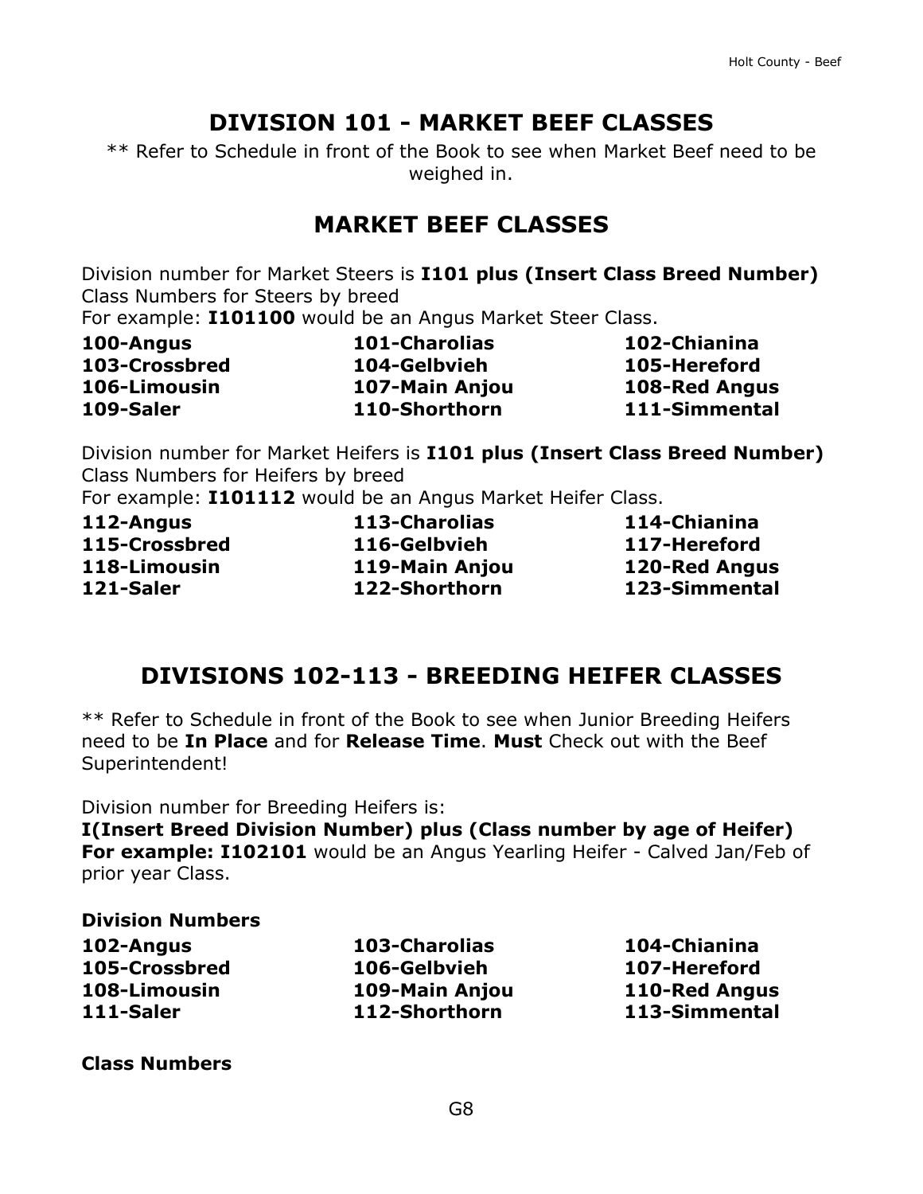## DIVISION 101 - MARKET BEEF CLASSES

** Refer to Schedule in front of the Book to see when Market Beef need to be weighed in.

## MARKET BEEF CLASSES

Division number for Market Steers is **I101 plus (Insert Class Breed Number)**
Class Numbers for Steers by breed
For example: **I101100** would be an Angus Market Steer Class.

| | | |
|---|---|---|
| **100-Angus** | **101-Charolias** | **102-Chianina** |
| **103-Crossbred** | **104-Gelbvieh** | **105-Hereford** |
| **106-Limousin** | **107-Main Anjou** | **108-Red Angus** |
| **109-Saler** | **110-Shorthorn** | **111-Simmental** |

Division number for Market Heifers is **I101 plus (Insert Class Breed Number)**
Class Numbers for Heifers by breed
For example: **I101112** would be an Angus Market Heifer Class.

| | | |
|---|---|---|
| **112-Angus** | **113-Charolias** | **114-Chianina** |
| **115-Crossbred** | **116-Gelbvieh** | **117-Hereford** |
| **118-Limousin** | **119-Main Anjou** | **120-Red Angus** |
| **121-Saler** | **122-Shorthorn** | **123-Simmental** |

## DIVISIONS 102-113 - BREEDING HEIFER CLASSES

** Refer to Schedule in front of the Book to see when Junior Breeding Heifers need to be **In Place** and for **Release Time**. **Must** Check out with the Beef Superintendent!

Division number for Breeding Heifers is:
**I(Insert Breed Division Number) plus (Class number by age of Heifer)**
**For example: I102101** would be an Angus Yearling Heifer - Calved Jan/Feb of prior year Class.

**Division Numbers**

| | | |
|---|---|---|
| **102-Angus** | **103-Charolias** | **104-Chianina** |
| **105-Crossbred** | **106-Gelbvieh** | **107-Hereford** |
| **108-Limousin** | **109-Main Anjou** | **110-Red Angus** |
| **111-Saler** | **112-Shorthorn** | **113-Simmental** |

**Class Numbers**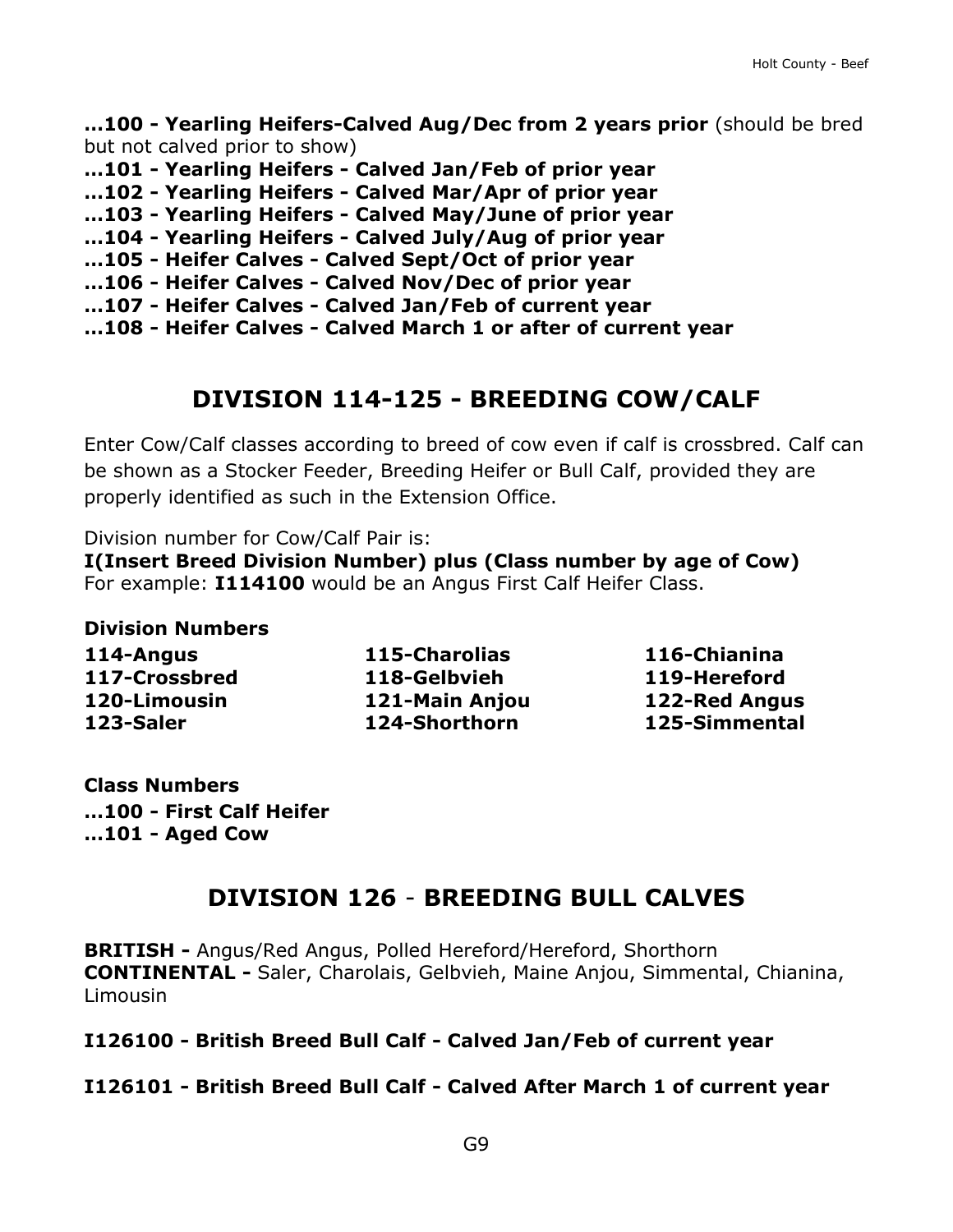**...100 - Yearling Heifers-Calved Aug/Dec from 2 years prior** (should be bred but not calved prior to show)
**...101 - Yearling Heifers - Calved Jan/Feb of prior year**
**...102 - Yearling Heifers - Calved Mar/Apr of prior year**
**...103 - Yearling Heifers - Calved May/June of prior year**
**...104 - Yearling Heifers - Calved July/Aug of prior year**
**...105 - Heifer Calves - Calved Sept/Oct of prior year**
**...106 - Heifer Calves - Calved Nov/Dec of prior year**
**...107 - Heifer Calves - Calved Jan/Feb of current year**
**...108 - Heifer Calves - Calved March 1 or after of current year**

## DIVISION 114-125 - BREEDING COW/CALF

Enter Cow/Calf classes according to breed of cow even if calf is crossbred. Calf can be shown as a Stocker Feeder, Breeding Heifer or Bull Calf, provided they are properly identified as such in the Extension Office.

Division number for Cow/Calf Pair is:
**I(Insert Breed Division Number) plus (Class number by age of Cow)**
For example: **I114100** would be an Angus First Calf Heifer Class.

**Division Numbers**

| | | |
|---|---|---|
| **114-Angus** | **115-Charolias** | **116-Chianina** |
| **117-Crossbred** | **118-Gelbvieh** | **119-Hereford** |
| **120-Limousin** | **121-Main Anjou** | **122-Red Angus** |
| **123-Saler** | **124-Shorthorn** | **125-Simmental** |

**Class Numbers**
**...100 - First Calf Heifer**
**...101 - Aged Cow**

## DIVISION 126 - BREEDING BULL CALVES

**BRITISH -** Angus/Red Angus, Polled Hereford/Hereford, Shorthorn
**CONTINENTAL -** Saler, Charolais, Gelbvieh, Maine Anjou, Simmental, Chianina, Limousin

**I126100 - British Breed Bull Calf - Calved Jan/Feb of current year**

**I126101 - British Breed Bull Calf - Calved After March 1 of current year**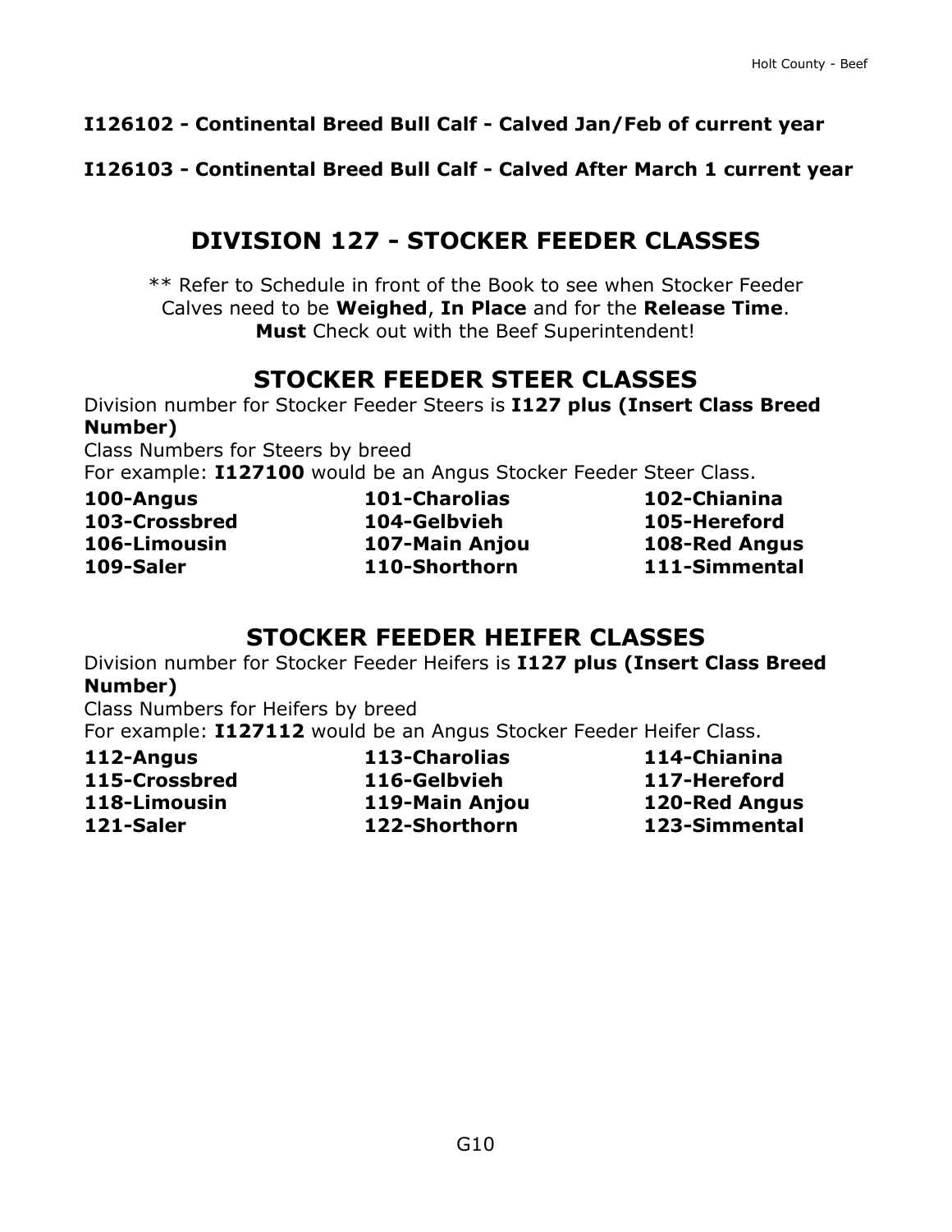**I126102 - Continental Breed Bull Calf - Calved Jan/Feb of current year**

**I126103 - Continental Breed Bull Calf - Calved After March 1 current year**

## DIVISION 127 - STOCKER FEEDER CLASSES

** Refer to Schedule in front of the Book to see when Stocker Feeder Calves need to be **Weighed**, **In Place** and for the **Release Time**. **Must** Check out with the Beef Superintendent!

## STOCKER FEEDER STEER CLASSES

Division number for Stocker Feeder Steers is **I127 plus (Insert Class Breed Number)**

Class Numbers for Steers by breed

For example: **I127100** would be an Angus Stocker Feeder Steer Class.

| | | |
|---|---|---|
| **100-Angus** | **101-Charolias** | **102-Chianina** |
| **103-Crossbred** | **104-Gelbvieh** | **105-Hereford** |
| **106-Limousin** | **107-Main Anjou** | **108-Red Angus** |
| **109-Saler** | **110-Shorthorn** | **111-Simmental** |

## STOCKER FEEDER HEIFER CLASSES

Division number for Stocker Feeder Heifers is **I127 plus (Insert Class Breed Number)**

Class Numbers for Heifers by breed

For example: **I127112** would be an Angus Stocker Feeder Heifer Class.

| | | |
|---|---|---|
| **112-Angus** | **113-Charolias** | **114-Chianina** |
| **115-Crossbred** | **116-Gelbvieh** | **117-Hereford** |
| **118-Limousin** | **119-Main Anjou** | **120-Red Angus** |
| **121-Saler** | **122-Shorthorn** | **123-Simmental** |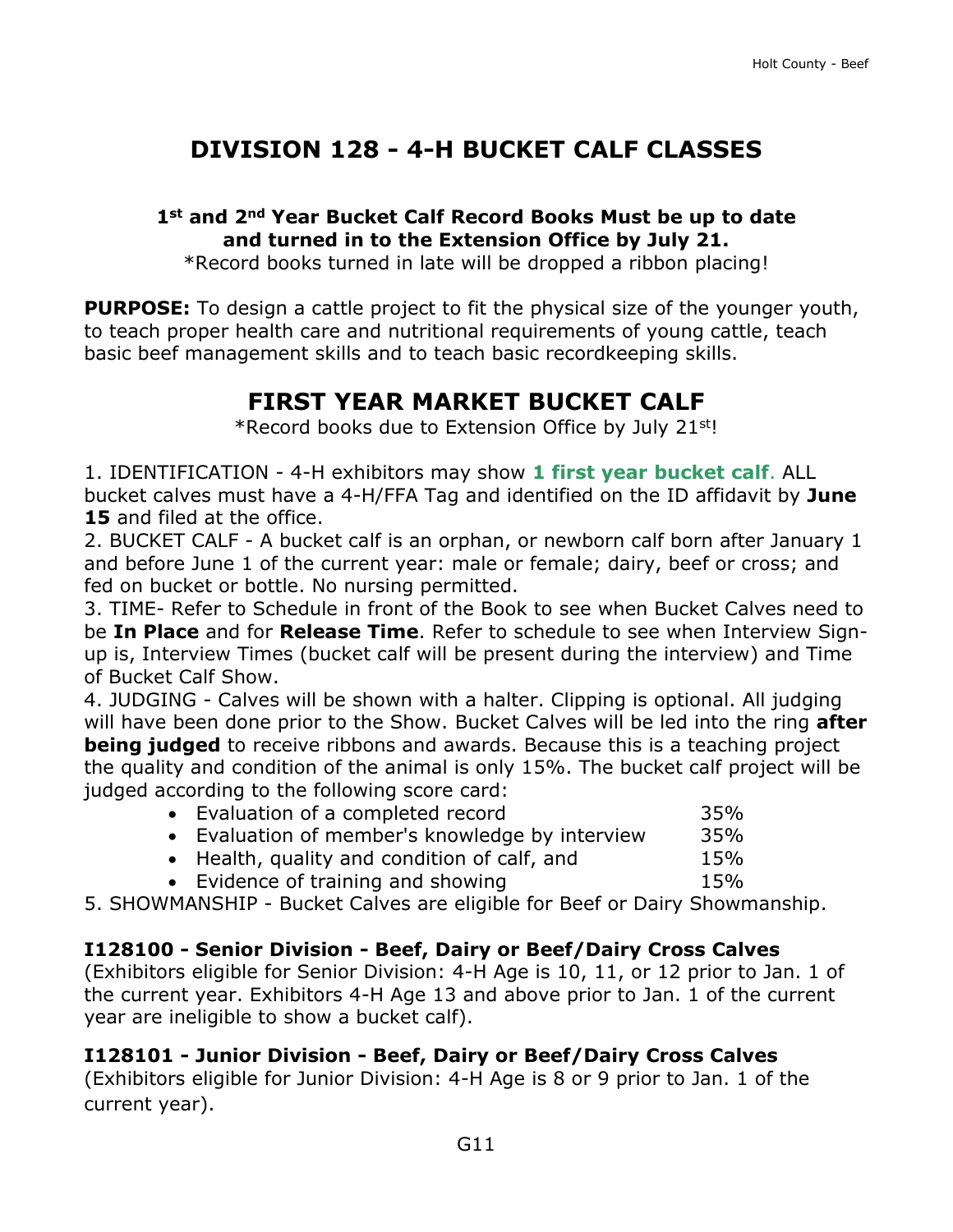# DIVISION 128 - 4-H BUCKET CALF CLASSES

**1st and 2nd Year Bucket Calf Record Books Must be up to date and turned in to the Extension Office by July 21.**

*Record books turned in late will be dropped a ribbon placing!

**PURPOSE:** To design a cattle project to fit the physical size of the younger youth, to teach proper health care and nutritional requirements of young cattle, teach basic beef management skills and to teach basic recordkeeping skills.

## FIRST YEAR MARKET BUCKET CALF

*Record books due to Extension Office by July 21st!

1. IDENTIFICATION - 4-H exhibitors may show **1 first year bucket calf**. ALL bucket calves must have a 4-H/FFA Tag and identified on the ID affidavit by **June 15** and filed at the office.
2. BUCKET CALF - A bucket calf is an orphan, or newborn calf born after January 1 and before June 1 of the current year: male or female; dairy, beef or cross; and fed on bucket or bottle. No nursing permitted.
3. TIME- Refer to Schedule in front of the Book to see when Bucket Calves need to be **In Place** and for **Release Time**. Refer to schedule to see when Interview Sign-up is, Interview Times (bucket calf will be present during the interview) and Time of Bucket Calf Show.
4. JUDGING - Calves will be shown with a halter. Clipping is optional. All judging will have been done prior to the Show. Bucket Calves will be led into the ring **after being judged** to receive ribbons and awards. Because this is a teaching project the quality and condition of the animal is only 15%. The bucket calf project will be judged according to the following score card:
   - Evaluation of a completed record 35%
   - Evaluation of member's knowledge by interview 35%
   - Health, quality and condition of calf, and 15%
   - Evidence of training and showing 15%
5. SHOWMANSHIP - Bucket Calves are eligible for Beef or Dairy Showmanship.

**I128100 - Senior Division - Beef, Dairy or Beef/Dairy Cross Calves**
(Exhibitors eligible for Senior Division: 4-H Age is 10, 11, or 12 prior to Jan. 1 of the current year. Exhibitors 4-H Age 13 and above prior to Jan. 1 of the current year are ineligible to show a bucket calf).

**I128101 - Junior Division - Beef, Dairy or Beef/Dairy Cross Calves**
(Exhibitors eligible for Junior Division: 4-H Age is 8 or 9 prior to Jan. 1 of the current year).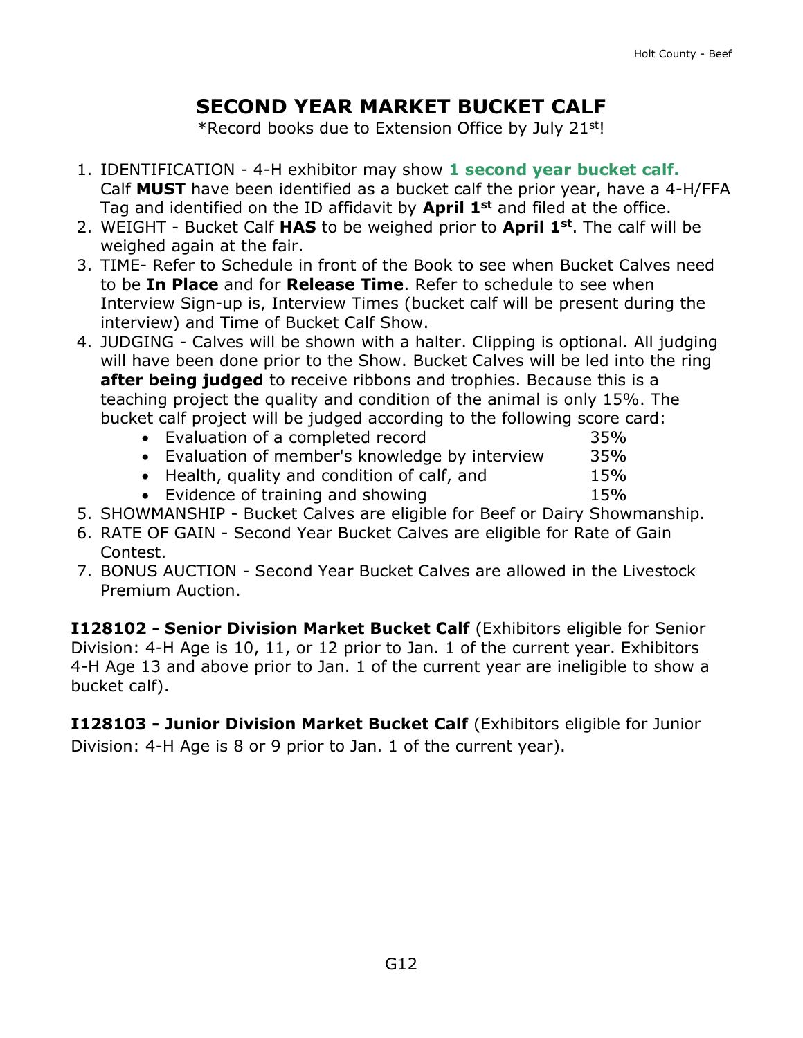# SECOND YEAR MARKET BUCKET CALF

*Record books due to Extension Office by July 21st!

1. IDENTIFICATION - 4-H exhibitor may show **1 second year bucket calf.** Calf **MUST** have been identified as a bucket calf the prior year, have a 4-H/FFA Tag and identified on the ID affidavit by **April 1st** and filed at the office.
2. WEIGHT - Bucket Calf **HAS** to be weighed prior to **April 1st**. The calf will be weighed again at the fair.
3. TIME- Refer to Schedule in front of the Book to see when Bucket Calves need to be **In Place** and for **Release Time**. Refer to schedule to see when Interview Sign-up is, Interview Times (bucket calf will be present during the interview) and Time of Bucket Calf Show.
4. JUDGING - Calves will be shown with a halter. Clipping is optional. All judging will have been done prior to the Show. Bucket Calves will be led into the ring **after being judged** to receive ribbons and trophies. Because this is a teaching project the quality and condition of the animal is only 15%. The bucket calf project will be judged according to the following score card:
   - Evaluation of a completed record 35%
   - Evaluation of member's knowledge by interview 35%
   - Health, quality and condition of calf, and 15%
   - Evidence of training and showing 15%
5. SHOWMANSHIP - Bucket Calves are eligible for Beef or Dairy Showmanship.
6. RATE OF GAIN - Second Year Bucket Calves are eligible for Rate of Gain Contest.
7. BONUS AUCTION - Second Year Bucket Calves are allowed in the Livestock Premium Auction.

**I128102 - Senior Division Market Bucket Calf** (Exhibitors eligible for Senior Division: 4-H Age is 10, 11, or 12 prior to Jan. 1 of the current year. Exhibitors 4-H Age 13 and above prior to Jan. 1 of the current year are ineligible to show a bucket calf).

**I128103 - Junior Division Market Bucket Calf** (Exhibitors eligible for Junior Division: 4-H Age is 8 or 9 prior to Jan. 1 of the current year).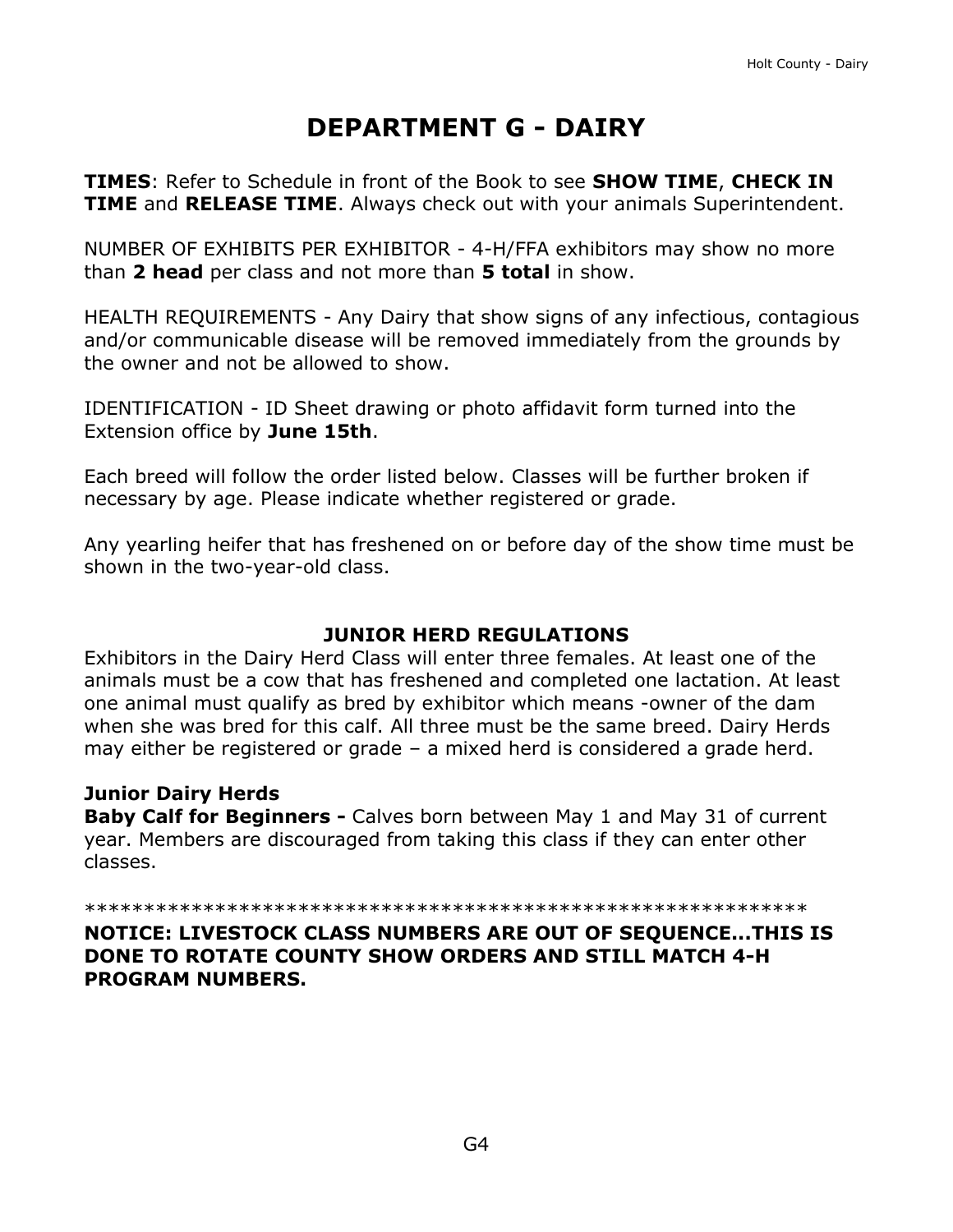# DEPARTMENT G - DAIRY

**TIMES**: Refer to Schedule in front of the Book to see **SHOW TIME**, **CHECK IN TIME** and **RELEASE TIME**. Always check out with your animals Superintendent.

NUMBER OF EXHIBITS PER EXHIBITOR - 4-H/FFA exhibitors may show no more than **2 head** per class and not more than **5 total** in show.

HEALTH REQUIREMENTS - Any Dairy that show signs of any infectious, contagious and/or communicable disease will be removed immediately from the grounds by the owner and not be allowed to show.

IDENTIFICATION - ID Sheet drawing or photo affidavit form turned into the Extension office by **June 15th**.

Each breed will follow the order listed below. Classes will be further broken if necessary by age. Please indicate whether registered or grade.

Any yearling heifer that has freshened on or before day of the show time must be shown in the two-year-old class.

## JUNIOR HERD REGULATIONS

Exhibitors in the Dairy Herd Class will enter three females. At least one of the animals must be a cow that has freshened and completed one lactation. At least one animal must qualify as bred by exhibitor which means -owner of the dam when she was bred for this calf. All three must be the same breed. Dairy Herds may either be registered or grade – a mixed herd is considered a grade herd.

**Junior Dairy Herds**
**Baby Calf for Beginners -** Calves born between May 1 and May 31 of current year. Members are discouraged from taking this class if they can enter other classes.

************************************************************

**NOTICE: LIVESTOCK CLASS NUMBERS ARE OUT OF SEQUENCE...THIS IS DONE TO ROTATE COUNTY SHOW ORDERS AND STILL MATCH 4-H PROGRAM NUMBERS.**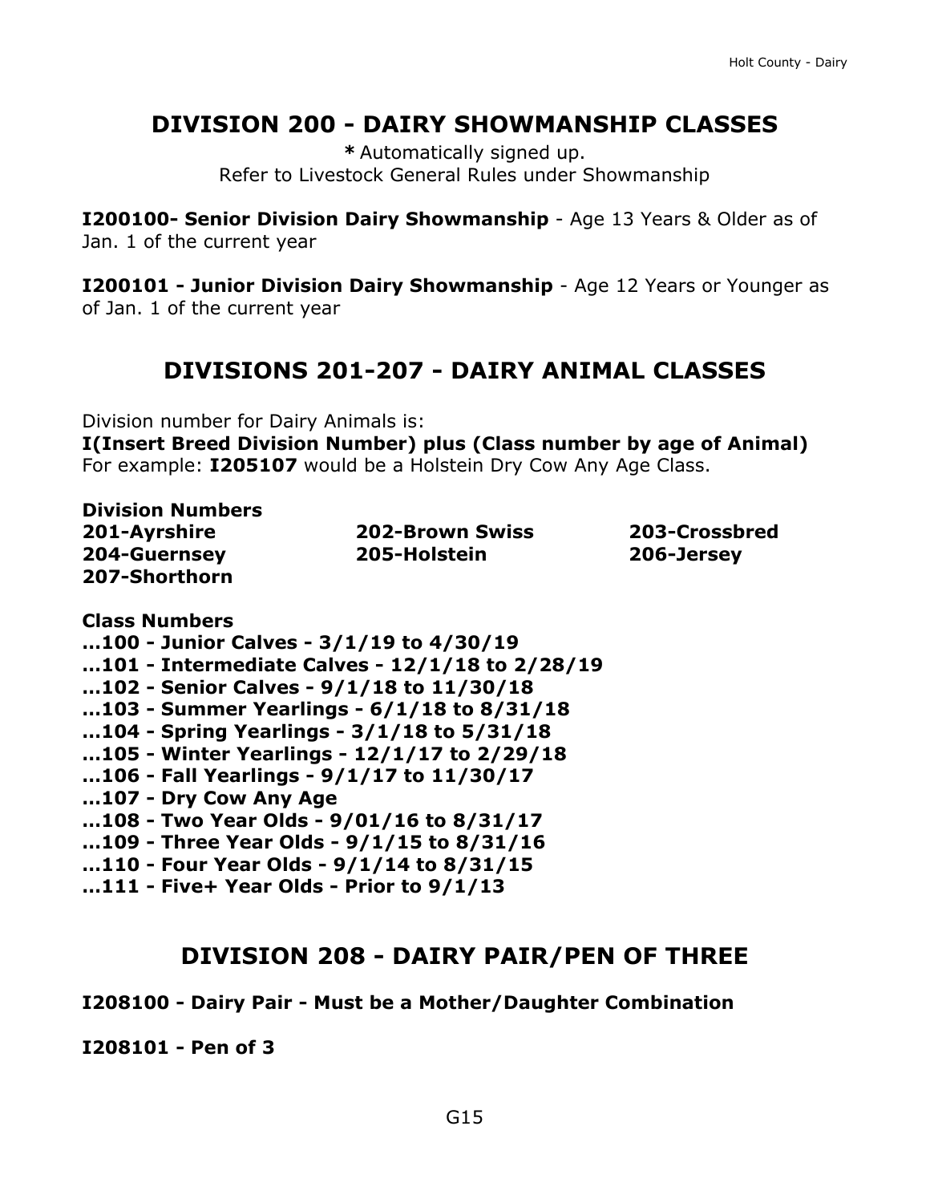## DIVISION 200 - DAIRY SHOWMANSHIP CLASSES

**\*** Automatically signed up.
Refer to Livestock General Rules under Showmanship

**I200100- Senior Division Dairy Showmanship** - Age 13 Years & Older as of Jan. 1 of the current year

**I200101 - Junior Division Dairy Showmanship** - Age 12 Years or Younger as of Jan. 1 of the current year

## DIVISIONS 201-207 - DAIRY ANIMAL CLASSES

Division number for Dairy Animals is:
**I(Insert Breed Division Number) plus (Class number by age of Animal)**
For example: **I205107** would be a Holstein Dry Cow Any Age Class.

**Division Numbers**

**201-Ayrshire**
**202-Brown Swiss**
**203-Crossbred**
**204-Guernsey**
**205-Holstein**
**206-Jersey**
**207-Shorthorn**

**Class Numbers**

**...100 - Junior Calves - 3/1/19 to 4/30/19**
**...101 - Intermediate Calves - 12/1/18 to 2/28/19**
**...102 - Senior Calves - 9/1/18 to 11/30/18**
**...103 - Summer Yearlings - 6/1/18 to 8/31/18**
**...104 - Spring Yearlings - 3/1/18 to 5/31/18**
**...105 - Winter Yearlings - 12/1/17 to 2/29/18**
**...106 - Fall Yearlings - 9/1/17 to 11/30/17**
**...107 - Dry Cow Any Age**
**...108 - Two Year Olds - 9/01/16 to 8/31/17**
**...109 - Three Year Olds - 9/1/15 to 8/31/16**
**...110 - Four Year Olds - 9/1/14 to 8/31/15**
**...111 - Five+ Year Olds - Prior to 9/1/13**

## DIVISION 208 - DAIRY PAIR/PEN OF THREE

**I208100 - Dairy Pair - Must be a Mother/Daughter Combination**

**I208101 - Pen of 3**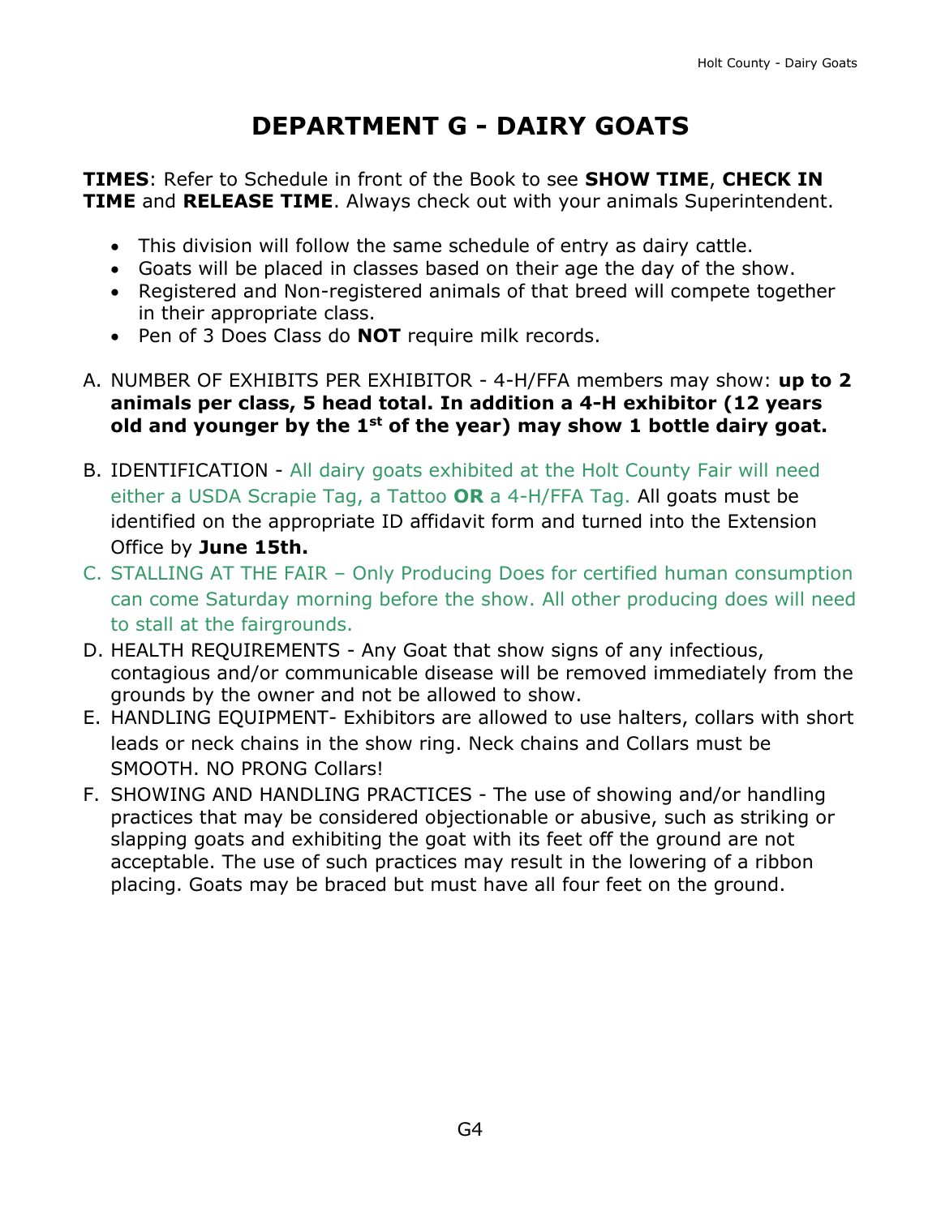# DEPARTMENT G - DAIRY GOATS

**TIMES**: Refer to Schedule in front of the Book to see **SHOW TIME**, **CHECK IN TIME** and **RELEASE TIME**. Always check out with your animals Superintendent.

- This division will follow the same schedule of entry as dairy cattle.
- Goats will be placed in classes based on their age the day of the show.
- Registered and Non-registered animals of that breed will compete together in their appropriate class.
- Pen of 3 Does Class do **NOT** require milk records.

A. NUMBER OF EXHIBITS PER EXHIBITOR - 4-H/FFA members may show: **up to 2 animals per class, 5 head total. In addition a 4-H exhibitor (12 years old and younger by the 1st of the year) may show 1 bottle dairy goat.**

B. IDENTIFICATION - All dairy goats exhibited at the Holt County Fair will need either a USDA Scrapie Tag, a Tattoo **OR** a 4-H/FFA Tag. All goats must be identified on the appropriate ID affidavit form and turned into the Extension Office by **June 15th.**

C. STALLING AT THE FAIR – Only Producing Does for certified human consumption can come Saturday morning before the show. All other producing does will need to stall at the fairgrounds.

D. HEALTH REQUIREMENTS - Any Goat that show signs of any infectious, contagious and/or communicable disease will be removed immediately from the grounds by the owner and not be allowed to show.

E. HANDLING EQUIPMENT- Exhibitors are allowed to use halters, collars with short leads or neck chains in the show ring. Neck chains and Collars must be SMOOTH. NO PRONG Collars!

F. SHOWING AND HANDLING PRACTICES - The use of showing and/or handling practices that may be considered objectionable or abusive, such as striking or slapping goats and exhibiting the goat with its feet off the ground are not acceptable. The use of such practices may result in the lowering of a ribbon placing. Goats may be braced but must have all four feet on the ground.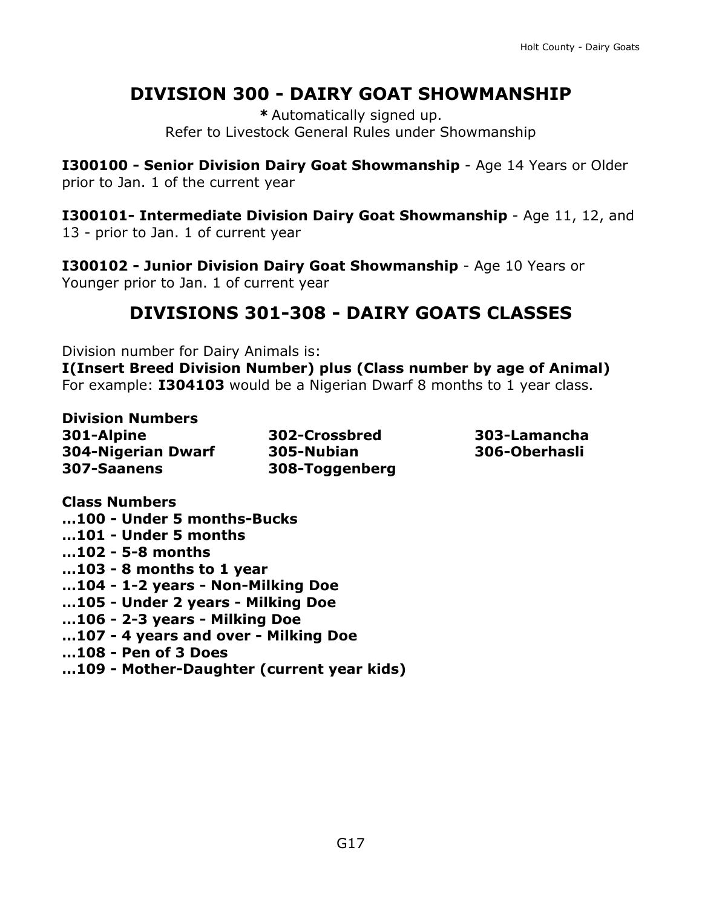# DIVISION 300 - DAIRY GOAT SHOWMANSHIP

**\*** Automatically signed up.
Refer to Livestock General Rules under Showmanship

**I300100 - Senior Division Dairy Goat Showmanship** - Age 14 Years or Older prior to Jan. 1 of the current year

**I300101- Intermediate Division Dairy Goat Showmanship** - Age 11, 12, and 13 - prior to Jan. 1 of current year

**I300102 - Junior Division Dairy Goat Showmanship** - Age 10 Years or Younger prior to Jan. 1 of current year

# DIVISIONS 301-308 - DAIRY GOATS CLASSES

Division number for Dairy Animals is:
**I(Insert Breed Division Number) plus (Class number by age of Animal)**
For example: **I304103** would be a Nigerian Dwarf 8 months to 1 year class.

**Division Numbers**

| | | |
|---|---|---|
| **301-Alpine** | **302-Crossbred** | **303-Lamancha** |
| **304-Nigerian Dwarf** | **305-Nubian** | **306-Oberhasli** |
| **307-Saanens** | **308-Toggenberg** | |

**Class Numbers**
**...100 - Under 5 months-Bucks**
**...101 - Under 5 months**
**...102 - 5-8 months**
**...103 - 8 months to 1 year**
**...104 - 1-2 years - Non-Milking Doe**
**...105 - Under 2 years - Milking Doe**
**...106 - 2-3 years - Milking Doe**
**...107 - 4 years and over - Milking Doe**
**...108 - Pen of 3 Does**
**...109 - Mother-Daughter (current year kids)**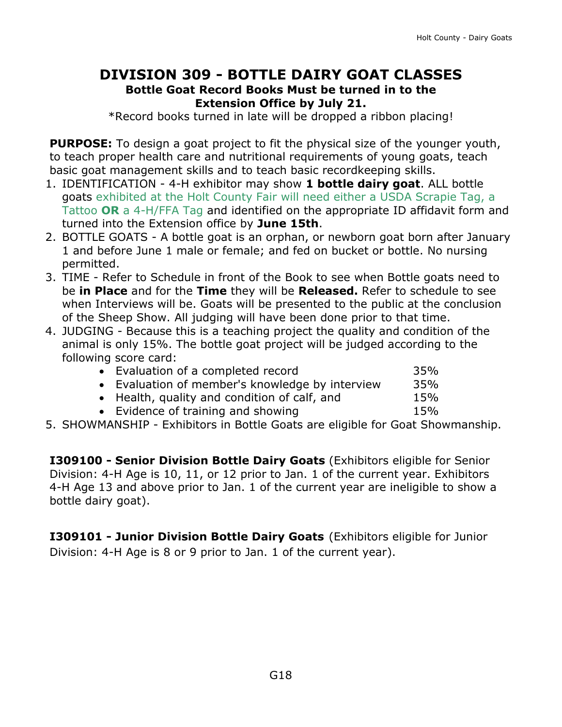# DIVISION 309 - BOTTLE DAIRY GOAT CLASSES

**Bottle Goat Record Books Must be turned in to the Extension Office by July 21.**

*Record books turned in late will be dropped a ribbon placing!

**PURPOSE:** To design a goat project to fit the physical size of the younger youth, to teach proper health care and nutritional requirements of young goats, teach basic goat management skills and to teach basic recordkeeping skills.

1. IDENTIFICATION - 4-H exhibitor may show **1 bottle dairy goat**. ALL bottle goats exhibited at the Holt County Fair will need either a USDA Scrapie Tag, a Tattoo **OR** a 4-H/FFA Tag and identified on the appropriate ID affidavit form and turned into the Extension office by **June 15th**.
2. BOTTLE GOATS - A bottle goat is an orphan, or newborn goat born after January 1 and before June 1 male or female; and fed on bucket or bottle. No nursing permitted.
3. TIME - Refer to Schedule in front of the Book to see when Bottle goats need to be **in Place** and for the **Time** they will be **Released.** Refer to schedule to see when Interviews will be. Goats will be presented to the public at the conclusion of the Sheep Show. All judging will have been done prior to that time.
4. JUDGING - Because this is a teaching project the quality and condition of the animal is only 15%. The bottle goat project will be judged according to the following score card:
   - Evaluation of a completed record 35%
   - Evaluation of member's knowledge by interview 35%
   - Health, quality and condition of calf, and 15%
   - Evidence of training and showing 15%
5. SHOWMANSHIP - Exhibitors in Bottle Goats are eligible for Goat Showmanship.

**I309100 - Senior Division Bottle Dairy Goats** (Exhibitors eligible for Senior Division: 4-H Age is 10, 11, or 12 prior to Jan. 1 of the current year. Exhibitors 4-H Age 13 and above prior to Jan. 1 of the current year are ineligible to show a bottle dairy goat).

**I309101 - Junior Division Bottle Dairy Goats** (Exhibitors eligible for Junior Division: 4-H Age is 8 or 9 prior to Jan. 1 of the current year).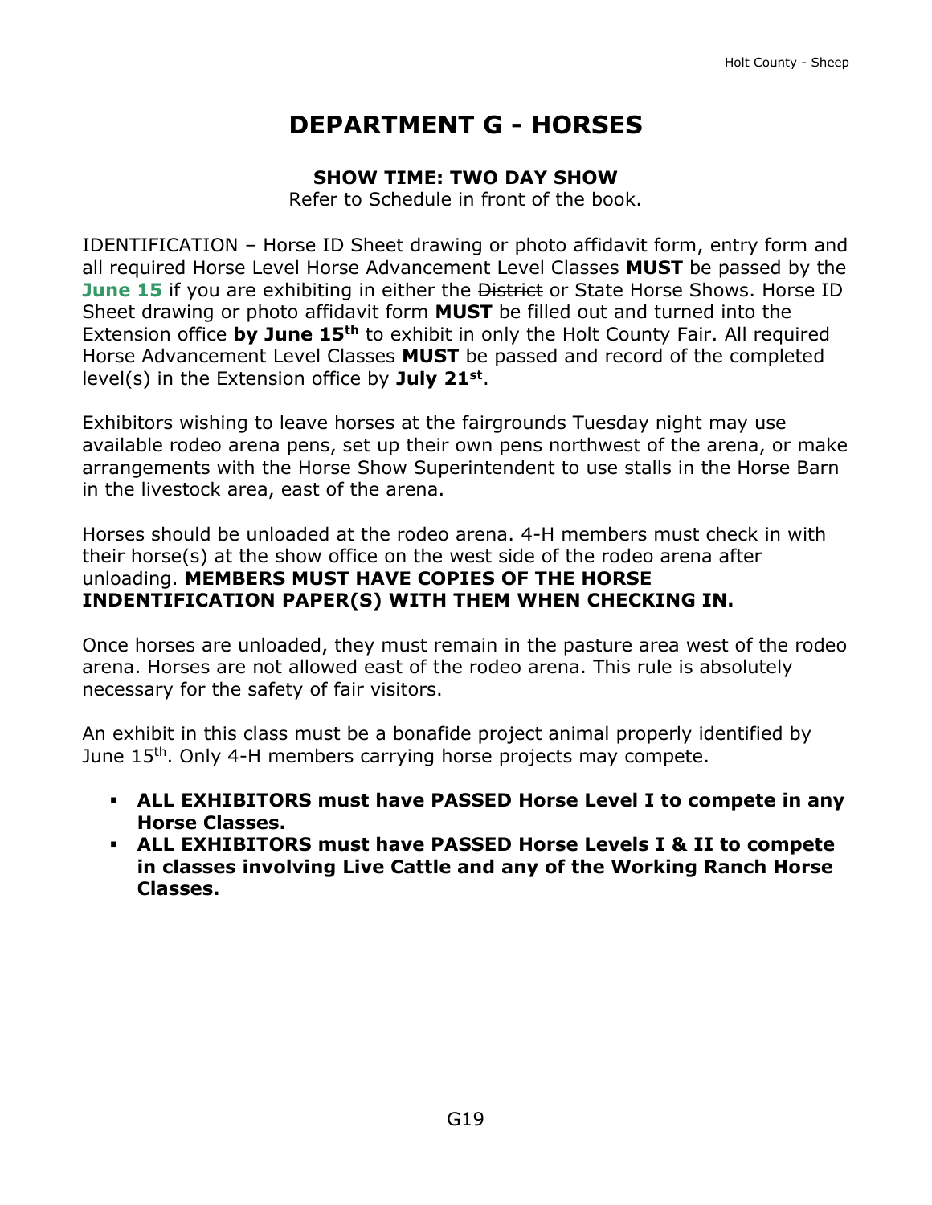# DEPARTMENT G - HORSES

**SHOW TIME: TWO DAY SHOW**
Refer to Schedule in front of the book.

IDENTIFICATION – Horse ID Sheet drawing or photo affidavit form, entry form and all required Horse Level Horse Advancement Level Classes **MUST** be passed by the **June 15** if you are exhibiting in either the ~~District~~ or State Horse Shows. Horse ID Sheet drawing or photo affidavit form **MUST** be filled out and turned into the Extension office **by June 15th** to exhibit in only the Holt County Fair. All required Horse Advancement Level Classes **MUST** be passed and record of the completed level(s) in the Extension office by **July 21st**.

Exhibitors wishing to leave horses at the fairgrounds Tuesday night may use available rodeo arena pens, set up their own pens northwest of the arena, or make arrangements with the Horse Show Superintendent to use stalls in the Horse Barn in the livestock area, east of the arena.

Horses should be unloaded at the rodeo arena. 4-H members must check in with their horse(s) at the show office on the west side of the rodeo arena after unloading. **MEMBERS MUST HAVE COPIES OF THE HORSE INDENTIFICATION PAPER(S) WITH THEM WHEN CHECKING IN.**

Once horses are unloaded, they must remain in the pasture area west of the rodeo arena. Horses are not allowed east of the rodeo arena. This rule is absolutely necessary for the safety of fair visitors.

An exhibit in this class must be a bonafide project animal properly identified by June 15th. Only 4-H members carrying horse projects may compete.

- **ALL EXHIBITORS must have PASSED Horse Level I to compete in any Horse Classes.**
- **ALL EXHIBITORS must have PASSED Horse Levels I & II to compete in classes involving Live Cattle and any of the Working Ranch Horse Classes.**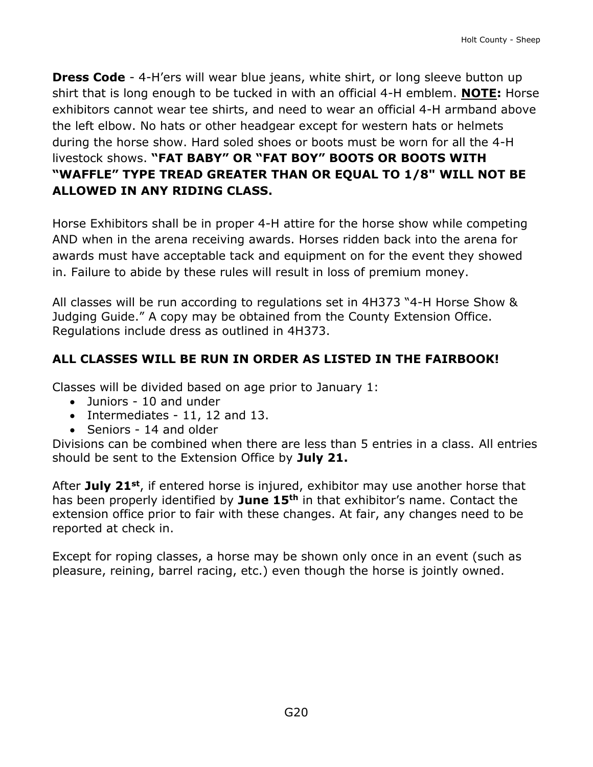**Dress Code** - 4-H'ers will wear blue jeans, white shirt, or long sleeve button up shirt that is long enough to be tucked in with an official 4-H emblem. **NOTE:** Horse exhibitors cannot wear tee shirts, and need to wear an official 4-H armband above the left elbow. No hats or other headgear except for western hats or helmets during the horse show. Hard soled shoes or boots must be worn for all the 4-H livestock shows. **"FAT BABY" OR "FAT BOY" BOOTS OR BOOTS WITH "WAFFLE" TYPE TREAD GREATER THAN OR EQUAL TO 1/8" WILL NOT BE ALLOWED IN ANY RIDING CLASS.**

Horse Exhibitors shall be in proper 4-H attire for the horse show while competing AND when in the arena receiving awards. Horses ridden back into the arena for awards must have acceptable tack and equipment on for the event they showed in. Failure to abide by these rules will result in loss of premium money.

All classes will be run according to regulations set in 4H373 "4-H Horse Show & Judging Guide." A copy may be obtained from the County Extension Office. Regulations include dress as outlined in 4H373.

**ALL CLASSES WILL BE RUN IN ORDER AS LISTED IN THE FAIRBOOK!**

Classes will be divided based on age prior to January 1:

- Juniors - 10 and under
- Intermediates - 11, 12 and 13.
- Seniors - 14 and older

Divisions can be combined when there are less than 5 entries in a class. All entries should be sent to the Extension Office by **July 21.**

After **July 21st**, if entered horse is injured, exhibitor may use another horse that has been properly identified by **June 15th** in that exhibitor's name. Contact the extension office prior to fair with these changes. At fair, any changes need to be reported at check in.

Except for roping classes, a horse may be shown only once in an event (such as pleasure, reining, barrel racing, etc.) even though the horse is jointly owned.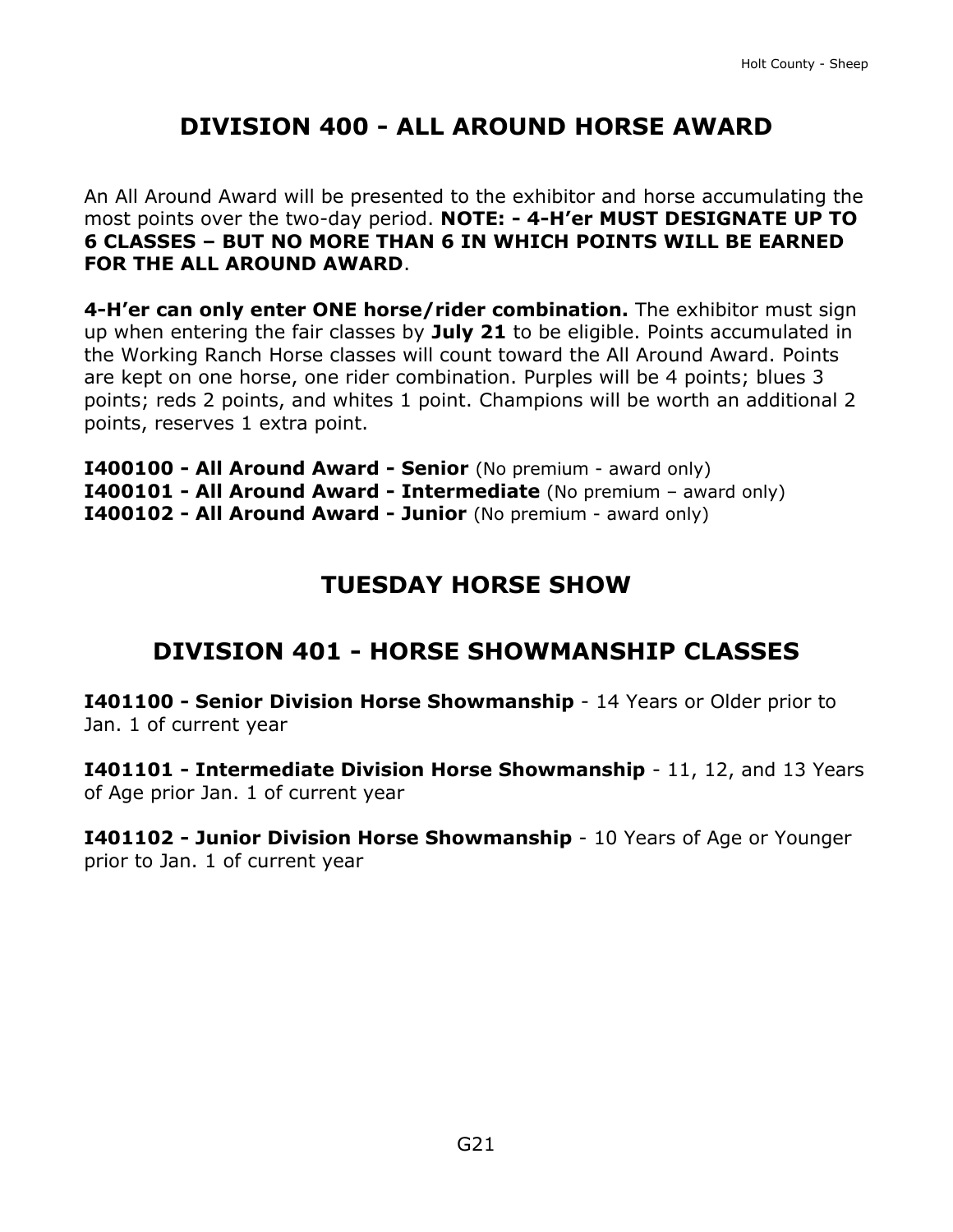# DIVISION 400 - ALL AROUND HORSE AWARD

An All Around Award will be presented to the exhibitor and horse accumulating the most points over the two-day period. **NOTE: - 4-H'er MUST DESIGNATE UP TO 6 CLASSES – BUT NO MORE THAN 6 IN WHICH POINTS WILL BE EARNED FOR THE ALL AROUND AWARD**.

**4-H'er can only enter ONE horse/rider combination.** The exhibitor must sign up when entering the fair classes by **July 21** to be eligible. Points accumulated in the Working Ranch Horse classes will count toward the All Around Award. Points are kept on one horse, one rider combination. Purples will be 4 points; blues 3 points; reds 2 points, and whites 1 point. Champions will be worth an additional 2 points, reserves 1 extra point.

**I400100 - All Around Award - Senior** (No premium - award only)
**I400101 - All Around Award - Intermediate** (No premium – award only)
**I400102 - All Around Award - Junior** (No premium - award only)

# TUESDAY HORSE SHOW

# DIVISION 401 - HORSE SHOWMANSHIP CLASSES

**I401100 - Senior Division Horse Showmanship** - 14 Years or Older prior to Jan. 1 of current year

**I401101 - Intermediate Division Horse Showmanship** - 11, 12, and 13 Years of Age prior Jan. 1 of current year

**I401102 - Junior Division Horse Showmanship** - 10 Years of Age or Younger prior to Jan. 1 of current year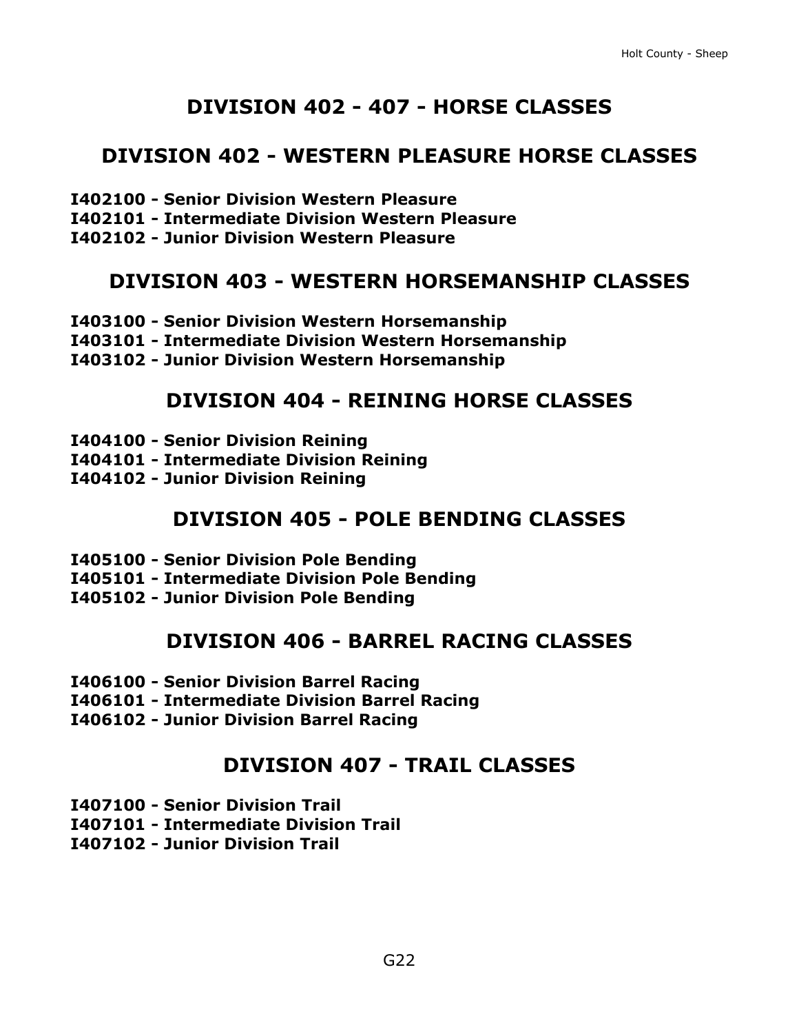# DIVISION 402 - 407 - HORSE CLASSES

## DIVISION 402 - WESTERN PLEASURE HORSE CLASSES

**I402100 - Senior Division Western Pleasure**
**I402101 - Intermediate Division Western Pleasure**
**I402102 - Junior Division Western Pleasure**

## DIVISION 403 - WESTERN HORSEMANSHIP CLASSES

**I403100 - Senior Division Western Horsemanship**
**I403101 - Intermediate Division Western Horsemanship**
**I403102 - Junior Division Western Horsemanship**

## DIVISION 404 - REINING HORSE CLASSES

**I404100 - Senior Division Reining**
**I404101 - Intermediate Division Reining**
**I404102 - Junior Division Reining**

## DIVISION 405 - POLE BENDING CLASSES

**I405100 - Senior Division Pole Bending**
**I405101 - Intermediate Division Pole Bending**
**I405102 - Junior Division Pole Bending**

## DIVISION 406 - BARREL RACING CLASSES

**I406100 - Senior Division Barrel Racing**
**I406101 - Intermediate Division Barrel Racing**
**I406102 - Junior Division Barrel Racing**

## DIVISION 407 - TRAIL CLASSES

**I407100 - Senior Division Trail**
**I407101 - Intermediate Division Trail**
**I407102 - Junior Division Trail**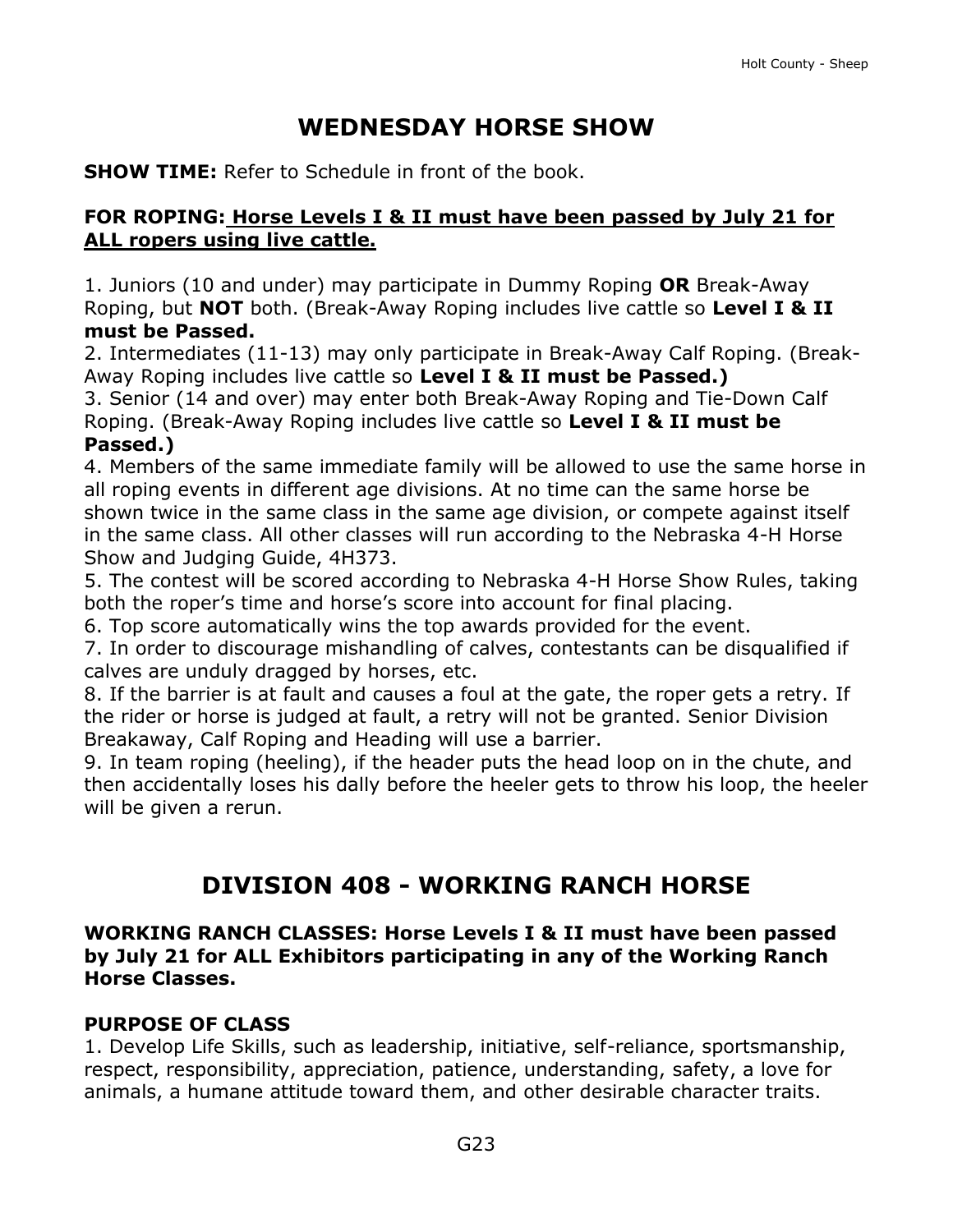# WEDNESDAY HORSE SHOW

**SHOW TIME:** Refer to Schedule in front of the book.

**FOR ROPING: Horse Levels I & II must have been passed by July 21 for ALL ropers using live cattle.**

1. Juniors (10 and under) may participate in Dummy Roping **OR** Break-Away Roping, but **NOT** both. (Break-Away Roping includes live cattle so **Level I & II must be Passed.**
2. Intermediates (11-13) may only participate in Break-Away Calf Roping. (Break-Away Roping includes live cattle so **Level I & II must be Passed.)**
3. Senior (14 and over) may enter both Break-Away Roping and Tie-Down Calf Roping. (Break-Away Roping includes live cattle so **Level I & II must be Passed.)**
4. Members of the same immediate family will be allowed to use the same horse in all roping events in different age divisions. At no time can the same horse be shown twice in the same class in the same age division, or compete against itself in the same class. All other classes will run according to the Nebraska 4-H Horse Show and Judging Guide, 4H373.
5. The contest will be scored according to Nebraska 4-H Horse Show Rules, taking both the roper's time and horse's score into account for final placing.
6. Top score automatically wins the top awards provided for the event.
7. In order to discourage mishandling of calves, contestants can be disqualified if calves are unduly dragged by horses, etc.
8. If the barrier is at fault and causes a foul at the gate, the roper gets a retry. If the rider or horse is judged at fault, a retry will not be granted. Senior Division Breakaway, Calf Roping and Heading will use a barrier.
9. In team roping (heeling), if the header puts the head loop on in the chute, and then accidentally loses his dally before the heeler gets to throw his loop, the heeler will be given a rerun.

# DIVISION 408 - WORKING RANCH HORSE

**WORKING RANCH CLASSES: Horse Levels I & II must have been passed by July 21 for ALL Exhibitors participating in any of the Working Ranch Horse Classes.**

### PURPOSE OF CLASS

1. Develop Life Skills, such as leadership, initiative, self-reliance, sportsmanship, respect, responsibility, appreciation, patience, understanding, safety, a love for animals, a humane attitude toward them, and other desirable character traits.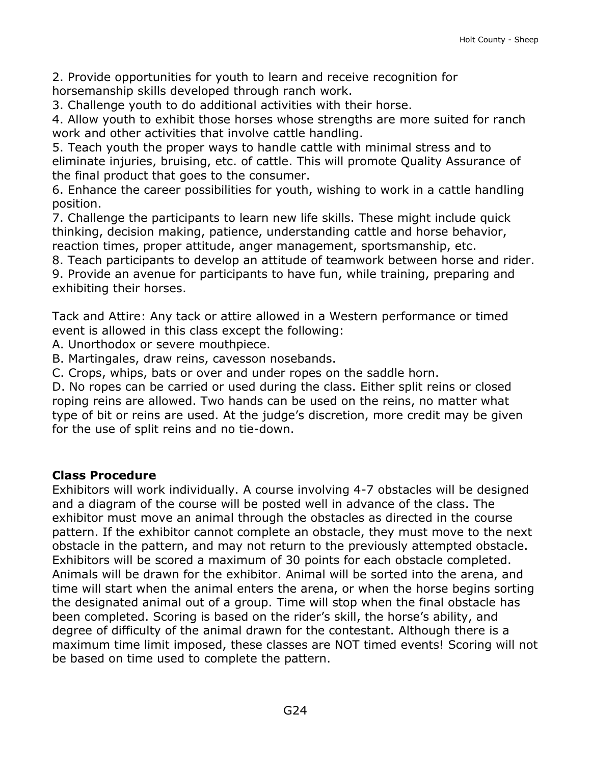2. Provide opportunities for youth to learn and receive recognition for horsemanship skills developed through ranch work.
3. Challenge youth to do additional activities with their horse.
4. Allow youth to exhibit those horses whose strengths are more suited for ranch work and other activities that involve cattle handling.
5. Teach youth the proper ways to handle cattle with minimal stress and to eliminate injuries, bruising, etc. of cattle. This will promote Quality Assurance of the final product that goes to the consumer.
6. Enhance the career possibilities for youth, wishing to work in a cattle handling position.
7. Challenge the participants to learn new life skills. These might include quick thinking, decision making, patience, understanding cattle and horse behavior, reaction times, proper attitude, anger management, sportsmanship, etc.
8. Teach participants to develop an attitude of teamwork between horse and rider.
9. Provide an avenue for participants to have fun, while training, preparing and exhibiting their horses.

Tack and Attire: Any tack or attire allowed in a Western performance or timed event is allowed in this class except the following:
A. Unorthodox or severe mouthpiece.
B. Martingales, draw reins, cavesson nosebands.
C. Crops, whips, bats or over and under ropes on the saddle horn.
D. No ropes can be carried or used during the class. Either split reins or closed roping reins are allowed. Two hands can be used on the reins, no matter what type of bit or reins are used. At the judge's discretion, more credit may be given for the use of split reins and no tie-down.

**Class Procedure**
Exhibitors will work individually. A course involving 4-7 obstacles will be designed and a diagram of the course will be posted well in advance of the class. The exhibitor must move an animal through the obstacles as directed in the course pattern. If the exhibitor cannot complete an obstacle, they must move to the next obstacle in the pattern, and may not return to the previously attempted obstacle. Exhibitors will be scored a maximum of 30 points for each obstacle completed. Animals will be drawn for the exhibitor. Animal will be sorted into the arena, and time will start when the animal enters the arena, or when the horse begins sorting the designated animal out of a group. Time will stop when the final obstacle has been completed. Scoring is based on the rider's skill, the horse's ability, and degree of difficulty of the animal drawn for the contestant. Although there is a maximum time limit imposed, these classes are NOT timed events! Scoring will not be based on time used to complete the pattern.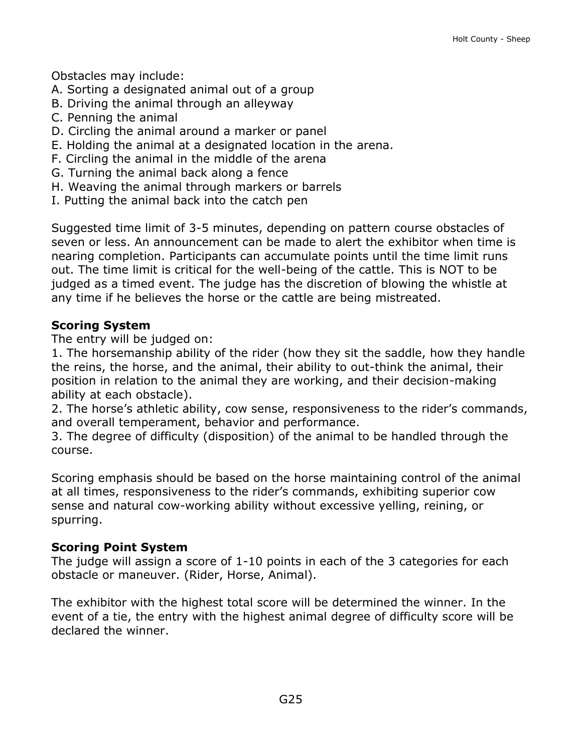Obstacles may include:
A. Sorting a designated animal out of a group
B. Driving the animal through an alleyway
C. Penning the animal
D. Circling the animal around a marker or panel
E. Holding the animal at a designated location in the arena.
F. Circling the animal in the middle of the arena
G. Turning the animal back along a fence
H. Weaving the animal through markers or barrels
I. Putting the animal back into the catch pen

Suggested time limit of 3-5 minutes, depending on pattern course obstacles of seven or less. An announcement can be made to alert the exhibitor when time is nearing completion. Participants can accumulate points until the time limit runs out. The time limit is critical for the well-being of the cattle. This is NOT to be judged as a timed event. The judge has the discretion of blowing the whistle at any time if he believes the horse or the cattle are being mistreated.

**Scoring System**
The entry will be judged on:
1. The horsemanship ability of the rider (how they sit the saddle, how they handle the reins, the horse, and the animal, their ability to out-think the animal, their position in relation to the animal they are working, and their decision-making ability at each obstacle).
2. The horse's athletic ability, cow sense, responsiveness to the rider's commands, and overall temperament, behavior and performance.
3. The degree of difficulty (disposition) of the animal to be handled through the course.

Scoring emphasis should be based on the horse maintaining control of the animal at all times, responsiveness to the rider's commands, exhibiting superior cow sense and natural cow-working ability without excessive yelling, reining, or spurring.

**Scoring Point System**
The judge will assign a score of 1-10 points in each of the 3 categories for each obstacle or maneuver. (Rider, Horse, Animal).

The exhibitor with the highest total score will be determined the winner. In the event of a tie, the entry with the highest animal degree of difficulty score will be declared the winner.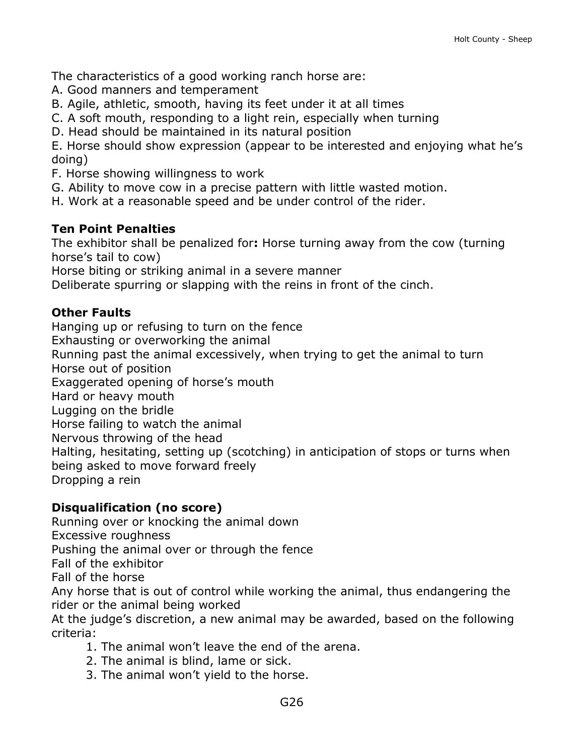The characteristics of a good working ranch horse are:
A. Good manners and temperament
B. Agile, athletic, smooth, having its feet under it at all times
C. A soft mouth, responding to a light rein, especially when turning
D. Head should be maintained in its natural position
E. Horse should show expression (appear to be interested and enjoying what he's doing)
F. Horse showing willingness to work
G. Ability to move cow in a precise pattern with little wasted motion.
H. Work at a reasonable speed and be under control of the rider.

**Ten Point Penalties**

The exhibitor shall be penalized for**:** Horse turning away from the cow (turning horse's tail to cow)
Horse biting or striking animal in a severe manner
Deliberate spurring or slapping with the reins in front of the cinch.

**Other Faults**

Hanging up or refusing to turn on the fence
Exhausting or overworking the animal
Running past the animal excessively, when trying to get the animal to turn
Horse out of position
Exaggerated opening of horse's mouth
Hard or heavy mouth
Lugging on the bridle
Horse failing to watch the animal
Nervous throwing of the head
Halting, hesitating, setting up (scotching) in anticipation of stops or turns when being asked to move forward freely
Dropping a rein

**Disqualification (no score)**

Running over or knocking the animal down
Excessive roughness
Pushing the animal over or through the fence
Fall of the exhibitor
Fall of the horse
Any horse that is out of control while working the animal, thus endangering the rider or the animal being worked
At the judge's discretion, a new animal may be awarded, based on the following criteria:

1. The animal won't leave the end of the arena.
2. The animal is blind, lame or sick.
3. The animal won't yield to the horse.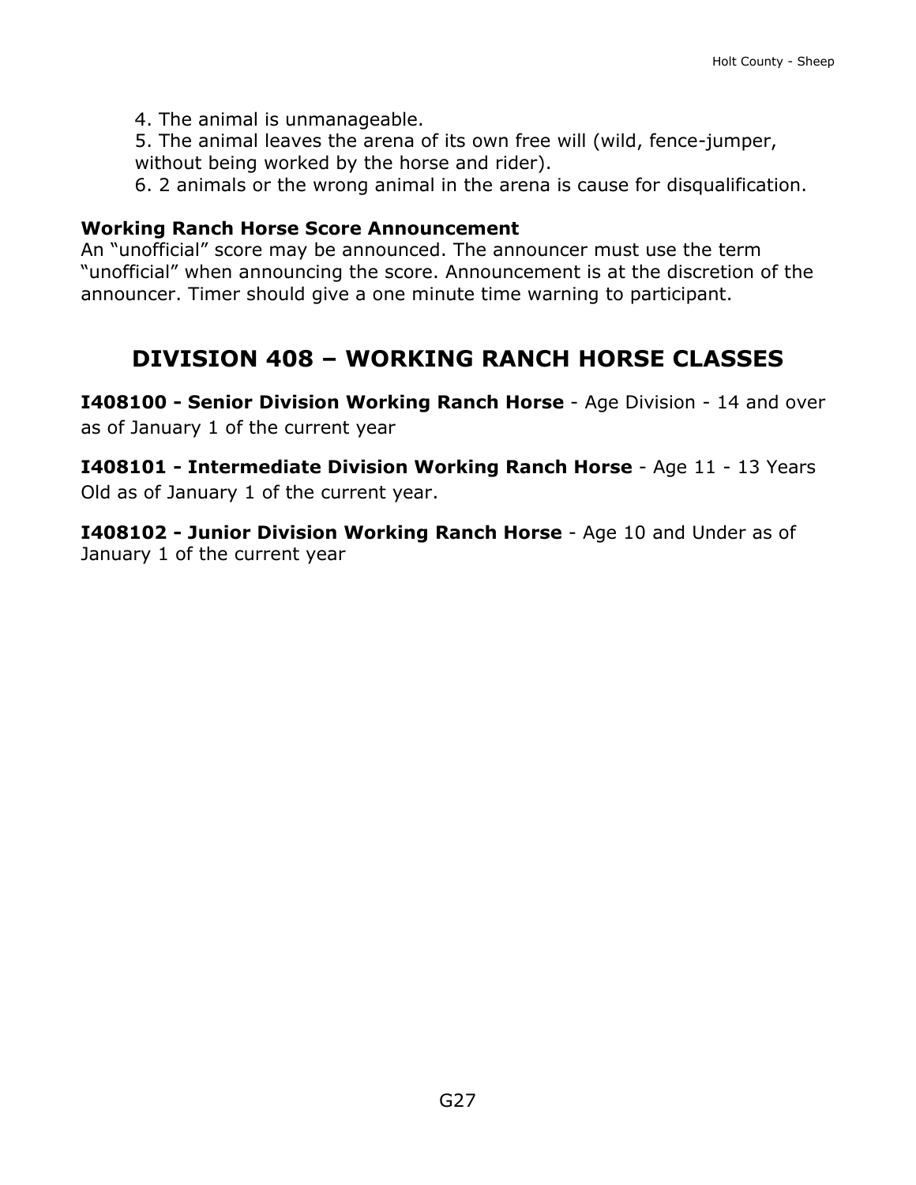4. The animal is unmanageable.
5. The animal leaves the arena of its own free will (wild, fence-jumper, without being worked by the horse and rider).
6. 2 animals or the wrong animal in the arena is cause for disqualification.

**Working Ranch Horse Score Announcement**
An "unofficial" score may be announced. The announcer must use the term "unofficial" when announcing the score. Announcement is at the discretion of the announcer. Timer should give a one minute time warning to participant.

## DIVISION 408 – WORKING RANCH HORSE CLASSES

**I408100 - Senior Division Working Ranch Horse** - Age Division - 14 and over as of January 1 of the current year

**I408101 - Intermediate Division Working Ranch Horse** - Age 11 - 13 Years Old as of January 1 of the current year.

**I408102 - Junior Division Working Ranch Horse** - Age 10 and Under as of January 1 of the current year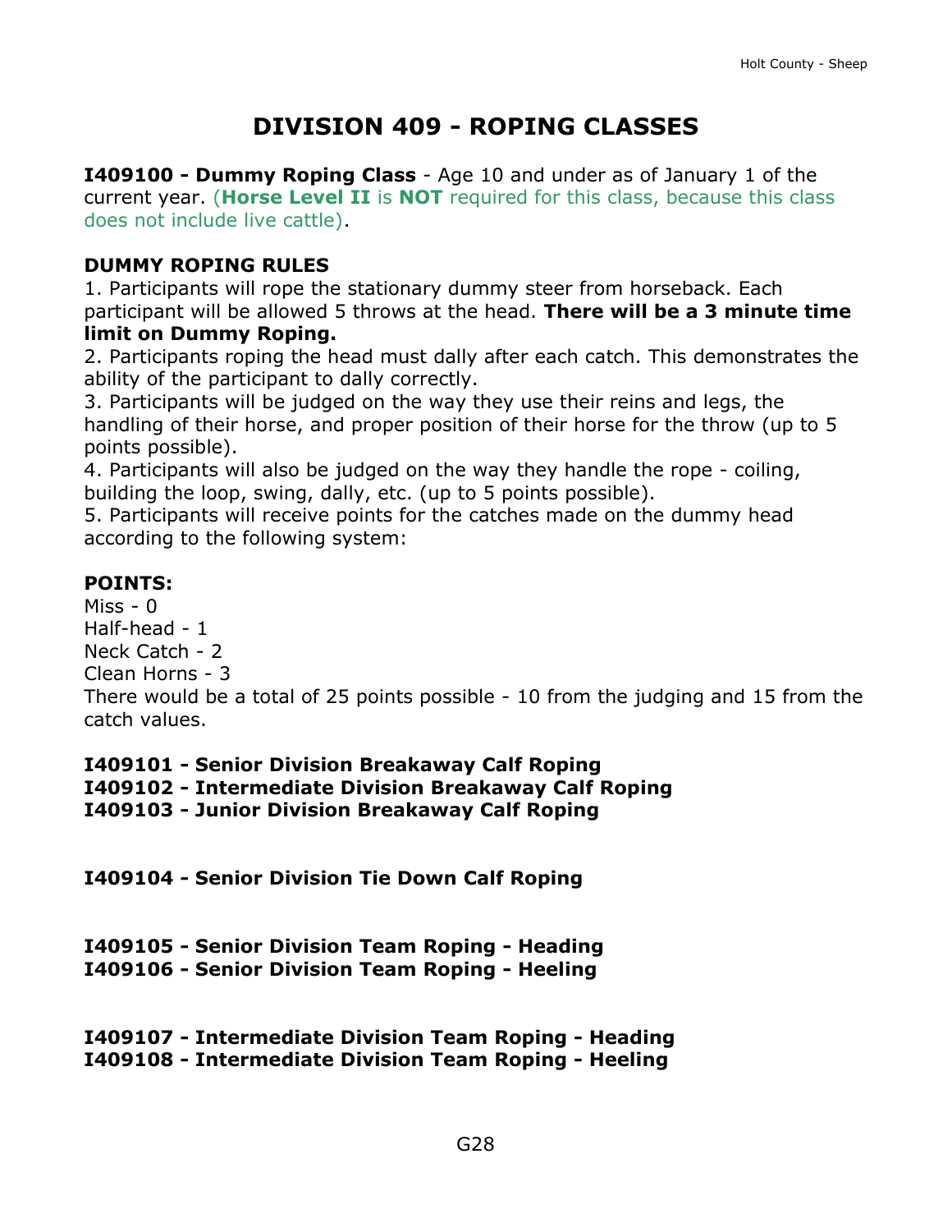# DIVISION 409 - ROPING CLASSES

**I409100 - Dummy Roping Class** - Age 10 and under as of January 1 of the current year. (**Horse Level II** is **NOT** required for this class, because this class does not include live cattle).

**DUMMY ROPING RULES**

1. Participants will rope the stationary dummy steer from horseback. Each participant will be allowed 5 throws at the head. **There will be a 3 minute time limit on Dummy Roping.**
2. Participants roping the head must dally after each catch. This demonstrates the ability of the participant to dally correctly.
3. Participants will be judged on the way they use their reins and legs, the handling of their horse, and proper position of their horse for the throw (up to 5 points possible).
4. Participants will also be judged on the way they handle the rope - coiling, building the loop, swing, dally, etc. (up to 5 points possible).
5. Participants will receive points for the catches made on the dummy head according to the following system:

**POINTS:**

Miss - 0
Half-head - 1
Neck Catch - 2
Clean Horns - 3
There would be a total of 25 points possible - 10 from the judging and 15 from the catch values.

**I409101 - Senior Division Breakaway Calf Roping**
**I409102 - Intermediate Division Breakaway Calf Roping**
**I409103 - Junior Division Breakaway Calf Roping**

**I409104 - Senior Division Tie Down Calf Roping**

**I409105 - Senior Division Team Roping - Heading**
**I409106 - Senior Division Team Roping - Heeling**

**I409107 - Intermediate Division Team Roping - Heading**
**I409108 - Intermediate Division Team Roping - Heeling**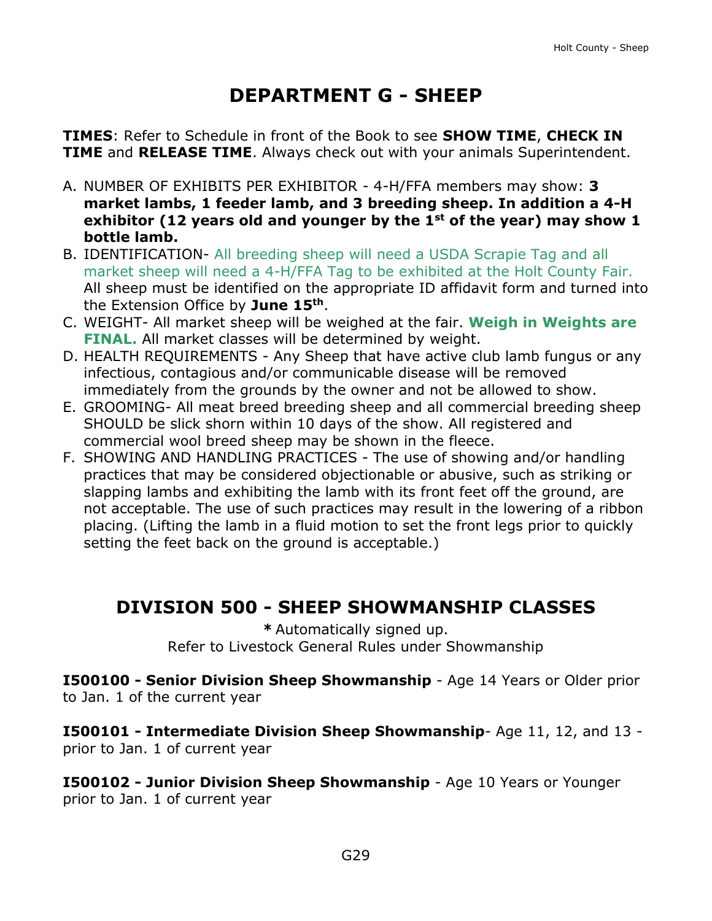// DEPARTMENT G - SHEEP

**TIMES**: Refer to Schedule in front of the Book to see **SHOW TIME**, **CHECK IN TIME** and **RELEASE TIME**. Always check out with your animals Superintendent.

A. NUMBER OF EXHIBITS PER EXHIBITOR - 4-H/FFA members may show: **3 market lambs, 1 feeder lamb, and 3 breeding sheep. In addition a 4-H exhibitor (12 years old and younger by the 1st of the year) may show 1 bottle lamb.**
B. IDENTIFICATION- All breeding sheep will need a USDA Scrapie Tag and all market sheep will need a 4-H/FFA Tag to be exhibited at the Holt County Fair. All sheep must be identified on the appropriate ID affidavit form and turned into the Extension Office by **June 15th**.
C. WEIGHT- All market sheep will be weighed at the fair. **Weigh in Weights are FINAL.** All market classes will be determined by weight.
D. HEALTH REQUIREMENTS - Any Sheep that have active club lamb fungus or any infectious, contagious and/or communicable disease will be removed immediately from the grounds by the owner and not be allowed to show.
E. GROOMING- All meat breed breeding sheep and all commercial breeding sheep SHOULD be slick shorn within 10 days of the show. All registered and commercial wool breed sheep may be shown in the fleece.
F. SHOWING AND HANDLING PRACTICES - The use of showing and/or handling practices that may be considered objectionable or abusive, such as striking or slapping lambs and exhibiting the lamb with its front feet off the ground, are not acceptable. The use of such practices may result in the lowering of a ribbon placing. (Lifting the lamb in a fluid motion to set the front legs prior to quickly setting the feet back on the ground is acceptable.)

## DIVISION 500 - SHEEP SHOWMANSHIP CLASSES

**\*** Automatically signed up.
Refer to Livestock General Rules under Showmanship

**I500100 - Senior Division Sheep Showmanship** - Age 14 Years or Older prior to Jan. 1 of the current year

**I500101 - Intermediate Division Sheep Showmanship**- Age 11, 12, and 13 - prior to Jan. 1 of current year

**I500102 - Junior Division Sheep Showmanship** - Age 10 Years or Younger prior to Jan. 1 of current year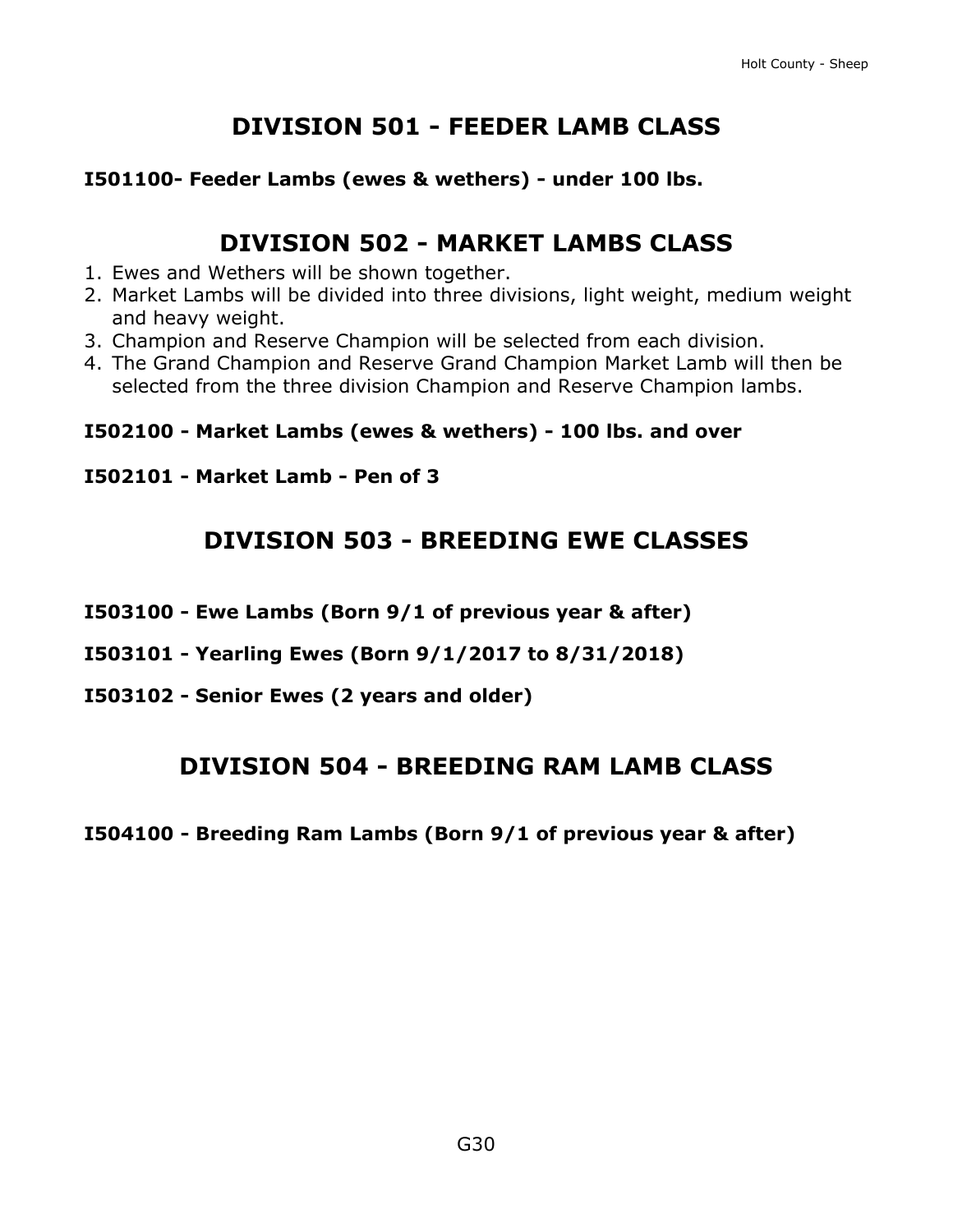## DIVISION 501 - FEEDER LAMB CLASS

**I501100- Feeder Lambs (ewes & wethers) - under 100 lbs.**

## DIVISION 502 - MARKET LAMBS CLASS

1. Ewes and Wethers will be shown together.
2. Market Lambs will be divided into three divisions, light weight, medium weight and heavy weight.
3. Champion and Reserve Champion will be selected from each division.
4. The Grand Champion and Reserve Grand Champion Market Lamb will then be selected from the three division Champion and Reserve Champion lambs.

**I502100 - Market Lambs (ewes & wethers) - 100 lbs. and over**

**I502101 - Market Lamb - Pen of 3**

## DIVISION 503 - BREEDING EWE CLASSES

**I503100 - Ewe Lambs (Born 9/1 of previous year & after)**

**I503101 - Yearling Ewes (Born 9/1/2017 to 8/31/2018)**

**I503102 - Senior Ewes (2 years and older)**

## DIVISION 504 - BREEDING RAM LAMB CLASS

**I504100 - Breeding Ram Lambs (Born 9/1 of previous year & after)**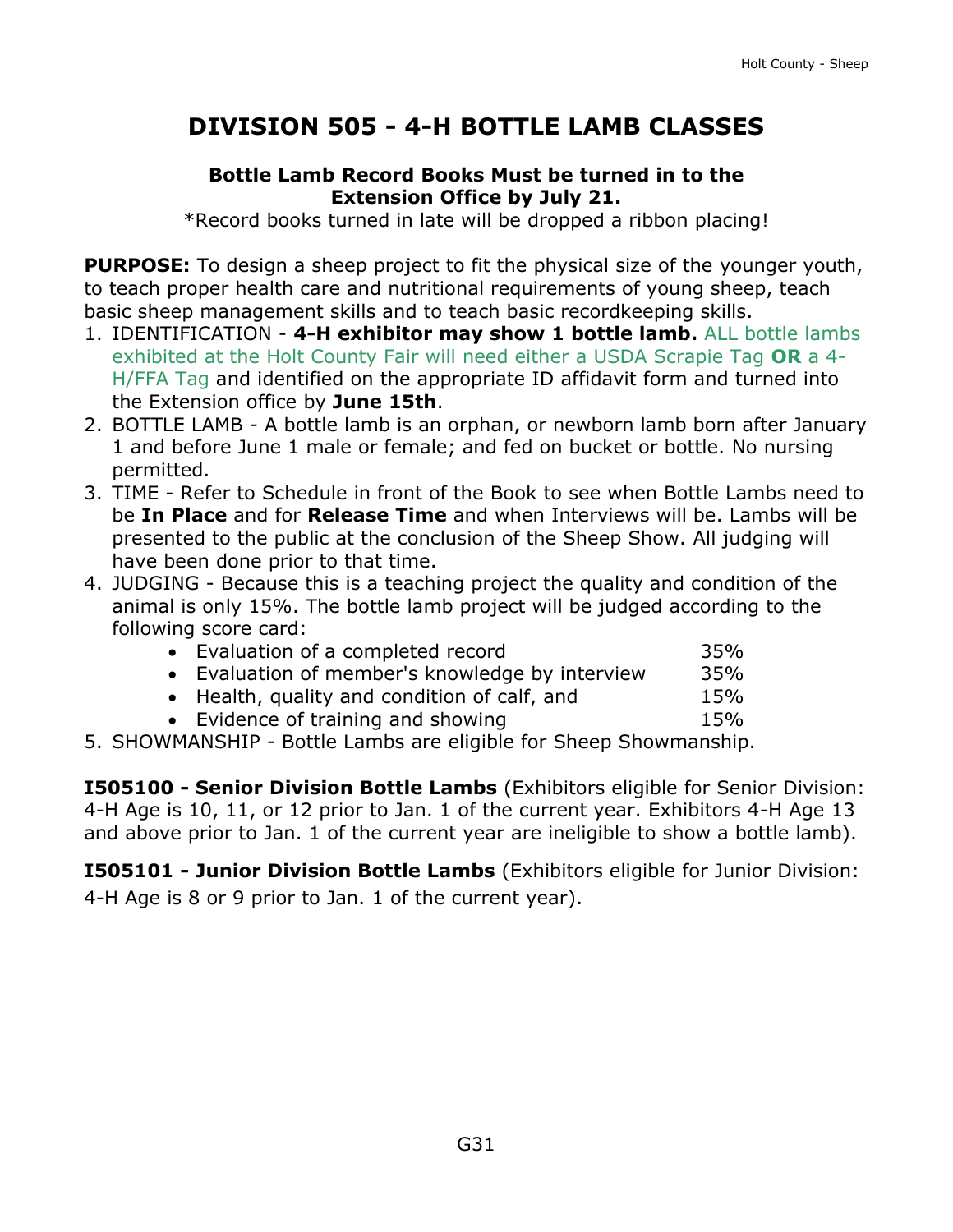# DIVISION 505 - 4-H BOTTLE LAMB CLASSES

**Bottle Lamb Record Books Must be turned in to the Extension Office by July 21.**

*Record books turned in late will be dropped a ribbon placing!

**PURPOSE:** To design a sheep project to fit the physical size of the younger youth, to teach proper health care and nutritional requirements of young sheep, teach basic sheep management skills and to teach basic recordkeeping skills.

1. IDENTIFICATION - **4-H exhibitor may show 1 bottle lamb.** ALL bottle lambs exhibited at the Holt County Fair will need either a USDA Scrapie Tag **OR** a 4-H/FFA Tag and identified on the appropriate ID affidavit form and turned into the Extension office by **June 15th**.
2. BOTTLE LAMB - A bottle lamb is an orphan, or newborn lamb born after January 1 and before June 1 male or female; and fed on bucket or bottle. No nursing permitted.
3. TIME - Refer to Schedule in front of the Book to see when Bottle Lambs need to be **In Place** and for **Release Time** and when Interviews will be. Lambs will be presented to the public at the conclusion of the Sheep Show. All judging will have been done prior to that time.
4. JUDGING - Because this is a teaching project the quality and condition of the animal is only 15%. The bottle lamb project will be judged according to the following score card:
   - Evaluation of a completed record 35%
   - Evaluation of member's knowledge by interview 35%
   - Health, quality and condition of calf, and 15%
   - Evidence of training and showing 15%
5. SHOWMANSHIP - Bottle Lambs are eligible for Sheep Showmanship.

**I505100 - Senior Division Bottle Lambs** (Exhibitors eligible for Senior Division: 4-H Age is 10, 11, or 12 prior to Jan. 1 of the current year. Exhibitors 4-H Age 13 and above prior to Jan. 1 of the current year are ineligible to show a bottle lamb).

**I505101 - Junior Division Bottle Lambs** (Exhibitors eligible for Junior Division: 4-H Age is 8 or 9 prior to Jan. 1 of the current year).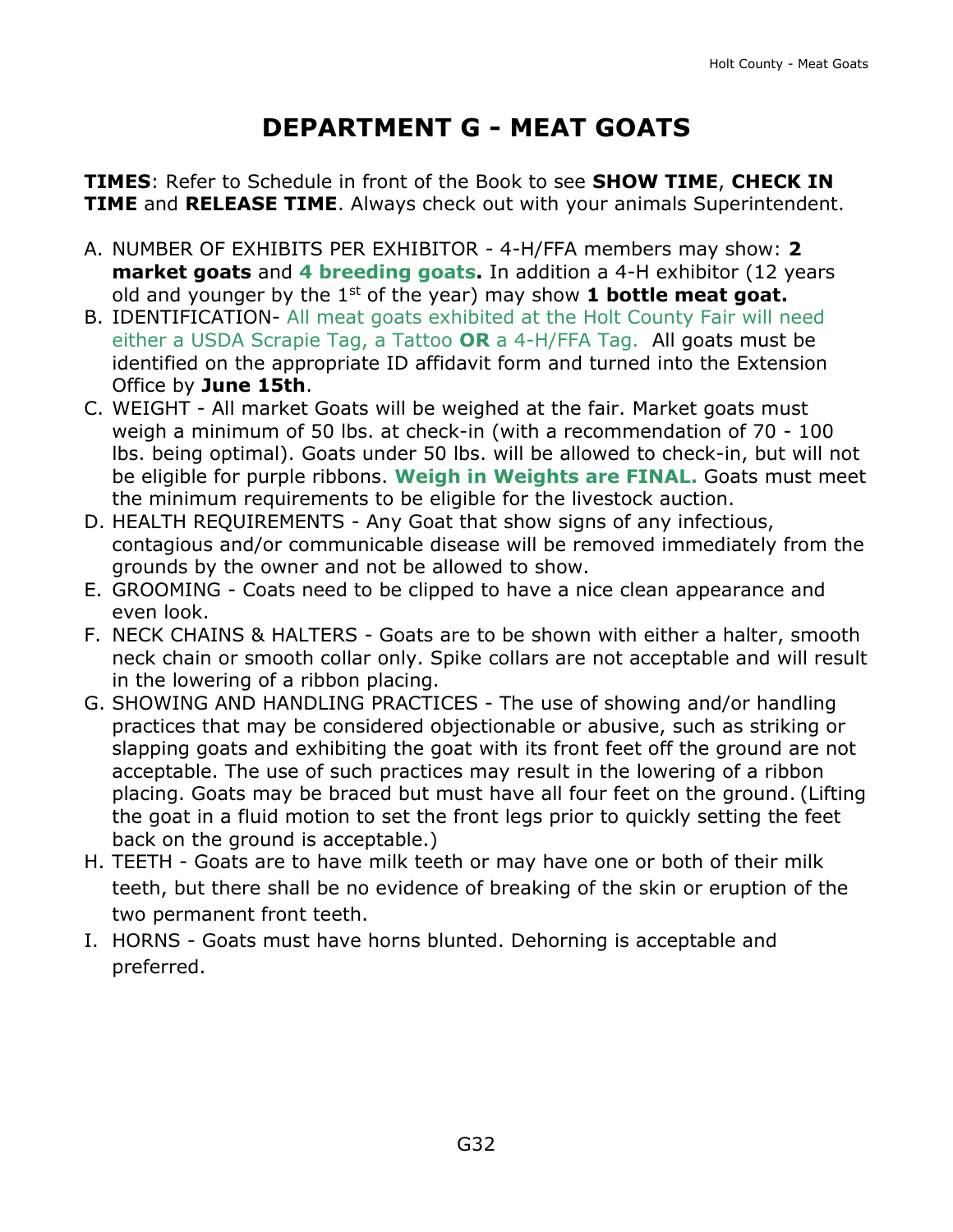# DEPARTMENT G - MEAT GOATS

**TIMES**: Refer to Schedule in front of the Book to see **SHOW TIME**, **CHECK IN TIME** and **RELEASE TIME**. Always check out with your animals Superintendent.

A. NUMBER OF EXHIBITS PER EXHIBITOR - 4-H/FFA members may show: **2 market goats** and **4 breeding goats.** In addition a 4-H exhibitor (12 years old and younger by the 1st of the year) may show **1 bottle meat goat.**
B. IDENTIFICATION- All meat goats exhibited at the Holt County Fair will need either a USDA Scrapie Tag, a Tattoo **OR** a 4-H/FFA Tag. All goats must be identified on the appropriate ID affidavit form and turned into the Extension Office by **June 15th**.
C. WEIGHT - All market Goats will be weighed at the fair. Market goats must weigh a minimum of 50 lbs. at check-in (with a recommendation of 70 - 100 lbs. being optimal). Goats under 50 lbs. will be allowed to check-in, but will not be eligible for purple ribbons. **Weigh in Weights are FINAL.** Goats must meet the minimum requirements to be eligible for the livestock auction.
D. HEALTH REQUIREMENTS - Any Goat that show signs of any infectious, contagious and/or communicable disease will be removed immediately from the grounds by the owner and not be allowed to show.
E. GROOMING - Coats need to be clipped to have a nice clean appearance and even look.
F. NECK CHAINS & HALTERS - Goats are to be shown with either a halter, smooth neck chain or smooth collar only. Spike collars are not acceptable and will result in the lowering of a ribbon placing.
G. SHOWING AND HANDLING PRACTICES - The use of showing and/or handling practices that may be considered objectionable or abusive, such as striking or slapping goats and exhibiting the goat with its front feet off the ground are not acceptable. The use of such practices may result in the lowering of a ribbon placing. Goats may be braced but must have all four feet on the ground. (Lifting the goat in a fluid motion to set the front legs prior to quickly setting the feet back on the ground is acceptable.)
H. TEETH - Goats are to have milk teeth or may have one or both of their milk teeth, but there shall be no evidence of breaking of the skin or eruption of the two permanent front teeth.
I. HORNS - Goats must have horns blunted. Dehorning is acceptable and preferred.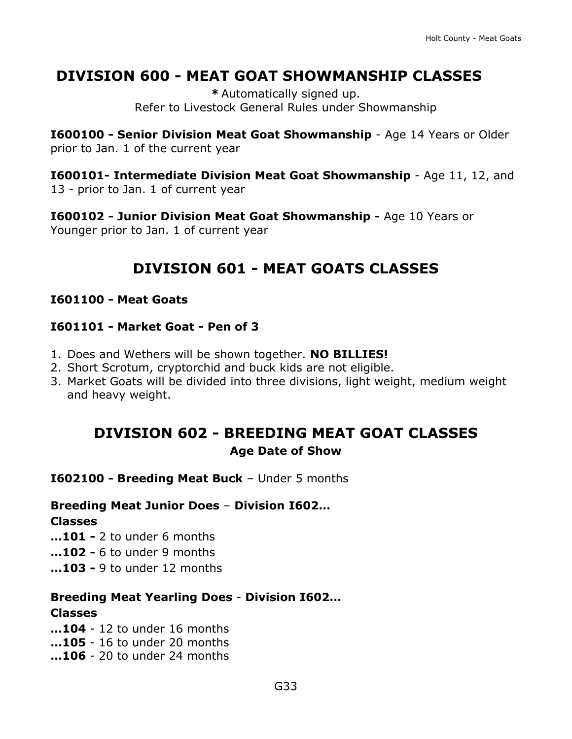## DIVISION 600 - MEAT GOAT SHOWMANSHIP CLASSES

**\*** Automatically signed up.
Refer to Livestock General Rules under Showmanship

**I600100 - Senior Division Meat Goat Showmanship** - Age 14 Years or Older prior to Jan. 1 of the current year

**I600101- Intermediate Division Meat Goat Showmanship** - Age 11, 12, and 13 - prior to Jan. 1 of current year

**I600102 - Junior Division Meat Goat Showmanship -** Age 10 Years or Younger prior to Jan. 1 of current year

## DIVISION 601 - MEAT GOATS CLASSES

**I601100 - Meat Goats**

**I601101 - Market Goat - Pen of 3**

1. Does and Wethers will be shown together. **NO BILLIES!**
2. Short Scrotum, cryptorchid and buck kids are not eligible.
3. Market Goats will be divided into three divisions, light weight, medium weight and heavy weight.

## DIVISION 602 - BREEDING MEAT GOAT CLASSES

**Age Date of Show**

**I602100 - Breeding Meat Buck** – Under 5 months

**Breeding Meat Junior Does** – **Division I602…**
**Classes**
**…101 -** 2 to under 6 months
**…102 -** 6 to under 9 months
**…103 -** 9 to under 12 months

**Breeding Meat Yearling Does** - **Division I602…**
**Classes**
**…104** - 12 to under 16 months
**…105** - 16 to under 20 months
**…106** - 20 to under 24 months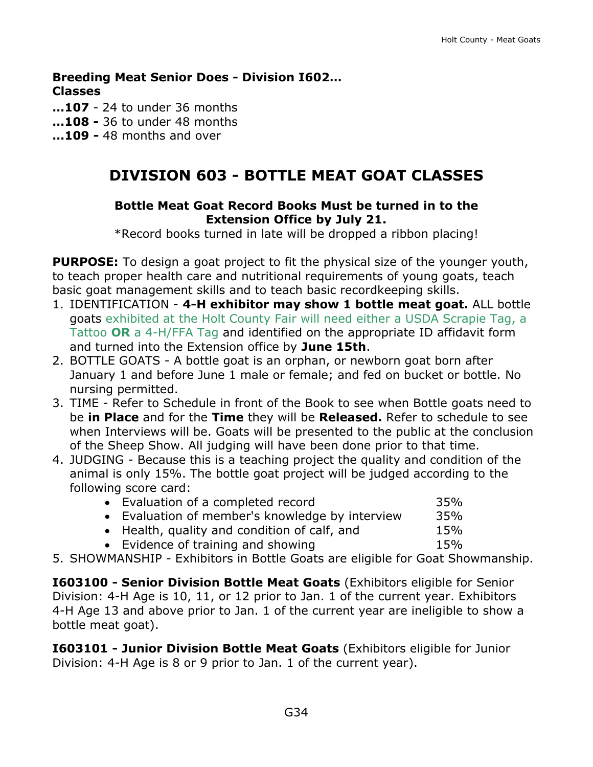**Breeding Meat Senior Does - Division I602…**
**Classes**

**…107** - 24 to under 36 months
**…108 -** 36 to under 48 months
**…109 -** 48 months and over

## DIVISION 603 - BOTTLE MEAT GOAT CLASSES

**Bottle Meat Goat Record Books Must be turned in to the Extension Office by July 21.**

*Record books turned in late will be dropped a ribbon placing!

**PURPOSE:** To design a goat project to fit the physical size of the younger youth, to teach proper health care and nutritional requirements of young goats, teach basic goat management skills and to teach basic recordkeeping skills.

1. IDENTIFICATION - **4-H exhibitor may show 1 bottle meat goat.** ALL bottle goats exhibited at the Holt County Fair will need either a USDA Scrapie Tag, a Tattoo **OR** a 4-H/FFA Tag and identified on the appropriate ID affidavit form and turned into the Extension office by **June 15th**.
2. BOTTLE GOATS - A bottle goat is an orphan, or newborn goat born after January 1 and before June 1 male or female; and fed on bucket or bottle. No nursing permitted.
3. TIME - Refer to Schedule in front of the Book to see when Bottle goats need to be **in Place** and for the **Time** they will be **Released.** Refer to schedule to see when Interviews will be. Goats will be presented to the public at the conclusion of the Sheep Show. All judging will have been done prior to that time.
4. JUDGING - Because this is a teaching project the quality and condition of the animal is only 15%. The bottle goat project will be judged according to the following score card:
   - Evaluation of a completed record 35%
   - Evaluation of member's knowledge by interview 35%
   - Health, quality and condition of calf, and 15%
   - Evidence of training and showing 15%
5. SHOWMANSHIP - Exhibitors in Bottle Goats are eligible for Goat Showmanship.

**I603100 - Senior Division Bottle Meat Goats** (Exhibitors eligible for Senior Division: 4-H Age is 10, 11, or 12 prior to Jan. 1 of the current year. Exhibitors 4-H Age 13 and above prior to Jan. 1 of the current year are ineligible to show a bottle meat goat).

**I603101 - Junior Division Bottle Meat Goats** (Exhibitors eligible for Junior Division: 4-H Age is 8 or 9 prior to Jan. 1 of the current year).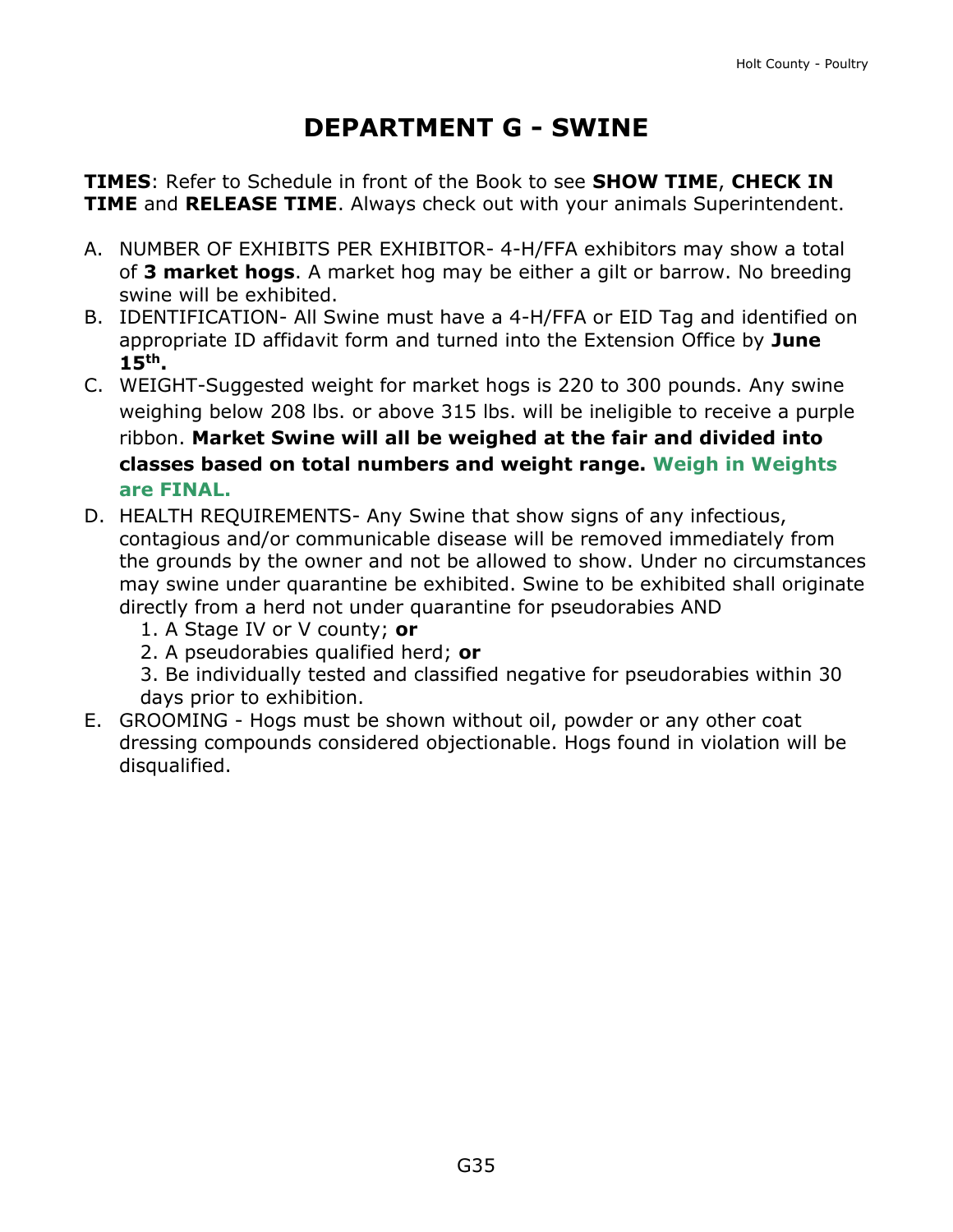# DEPARTMENT G - SWINE

**TIMES**: Refer to Schedule in front of the Book to see **SHOW TIME**, **CHECK IN TIME** and **RELEASE TIME**. Always check out with your animals Superintendent.

A. NUMBER OF EXHIBITS PER EXHIBITOR- 4-H/FFA exhibitors may show a total of **3 market hogs**. A market hog may be either a gilt or barrow. No breeding swine will be exhibited.
B. IDENTIFICATION- All Swine must have a 4-H/FFA or EID Tag and identified on appropriate ID affidavit form and turned into the Extension Office by **June 15th.**
C. WEIGHT-Suggested weight for market hogs is 220 to 300 pounds. Any swine weighing below 208 lbs. or above 315 lbs. will be ineligible to receive a purple ribbon. **Market Swine will all be weighed at the fair and divided into classes based on total numbers and weight range. Weigh in Weights are FINAL.**
D. HEALTH REQUIREMENTS- Any Swine that show signs of any infectious, contagious and/or communicable disease will be removed immediately from the grounds by the owner and not be allowed to show. Under no circumstances may swine under quarantine be exhibited. Swine to be exhibited shall originate directly from a herd not under quarantine for pseudorabies AND
   1. A Stage IV or V county; **or**
   2. A pseudorabies qualified herd; **or**
   3. Be individually tested and classified negative for pseudorabies within 30 days prior to exhibition.
E. GROOMING - Hogs must be shown without oil, powder or any other coat dressing compounds considered objectionable. Hogs found in violation will be disqualified.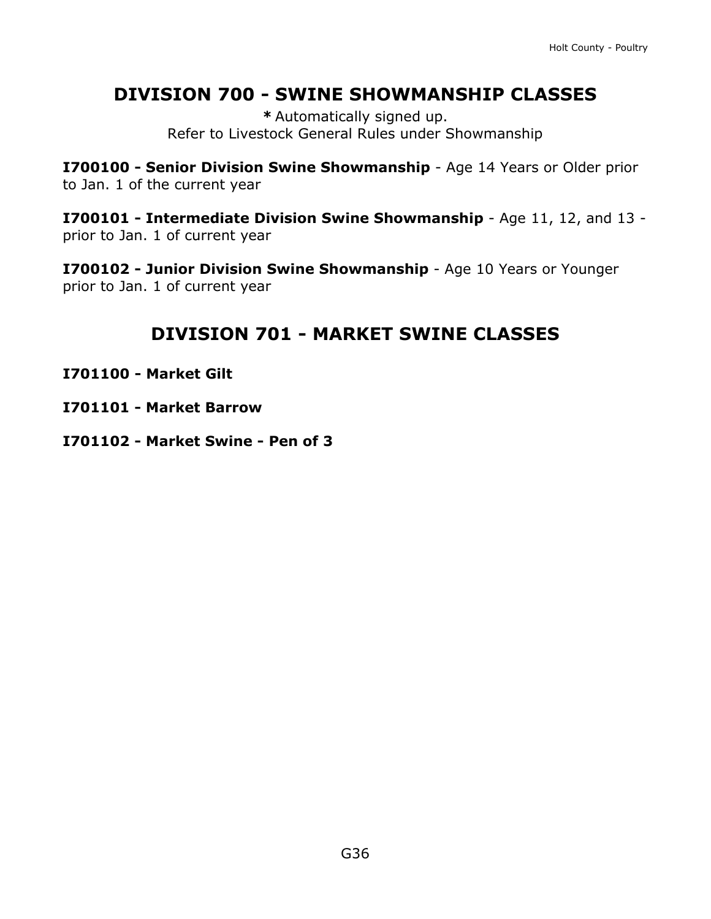## DIVISION 700 - SWINE SHOWMANSHIP CLASSES

**\*** Automatically signed up.
Refer to Livestock General Rules under Showmanship

**I700100 - Senior Division Swine Showmanship** - Age 14 Years or Older prior to Jan. 1 of the current year

**I700101 - Intermediate Division Swine Showmanship** - Age 11, 12, and 13 - prior to Jan. 1 of current year

**I700102 - Junior Division Swine Showmanship** - Age 10 Years or Younger prior to Jan. 1 of current year

## DIVISION 701 - MARKET SWINE CLASSES

**I701100 - Market Gilt**

**I701101 - Market Barrow**

**I701102 - Market Swine - Pen of 3**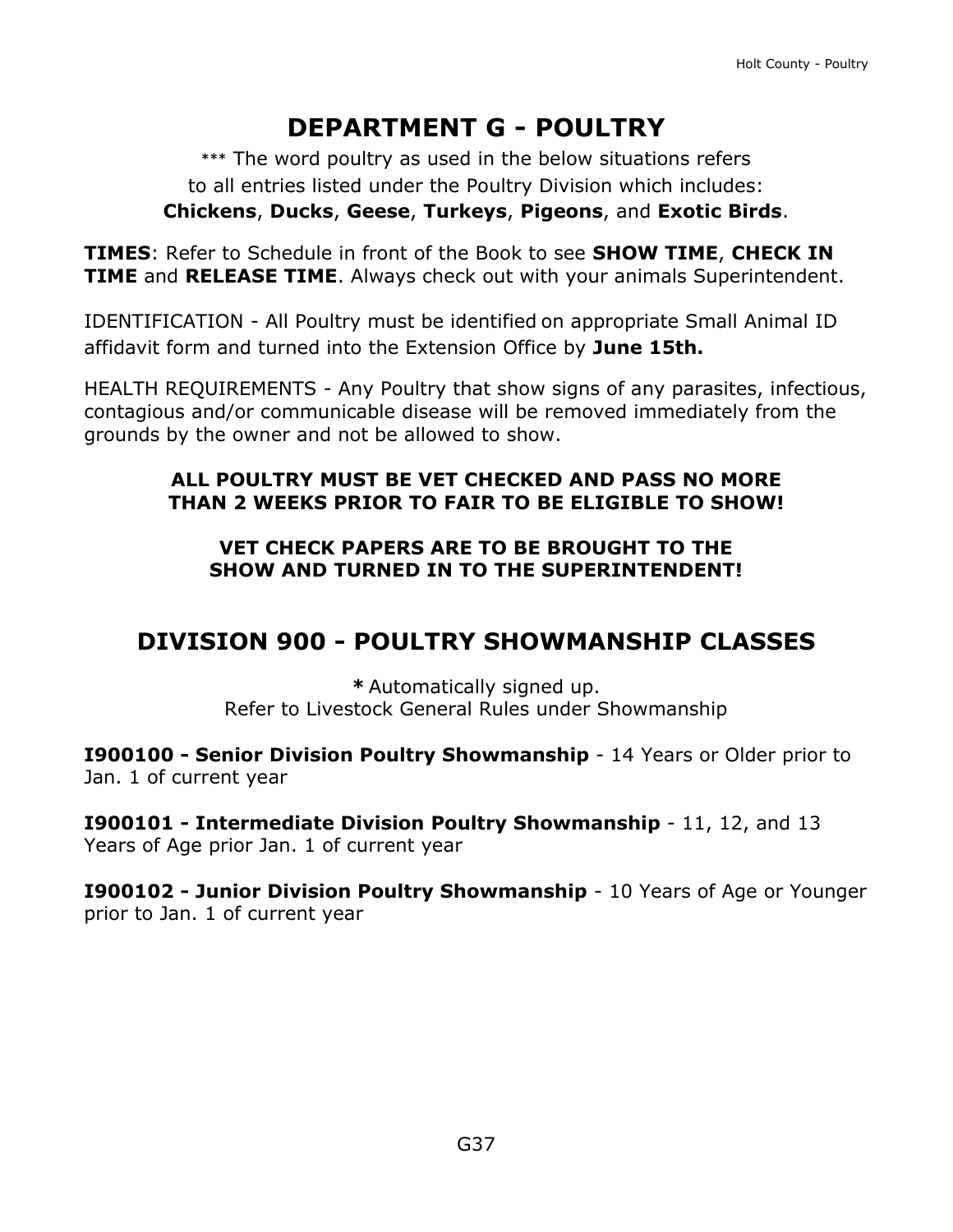# DEPARTMENT G - POULTRY

*** The word poultry as used in the below situations refers to all entries listed under the Poultry Division which includes: **Chickens**, **Ducks**, **Geese**, **Turkeys**, **Pigeons**, and **Exotic Birds**.

**TIMES**: Refer to Schedule in front of the Book to see **SHOW TIME**, **CHECK IN TIME** and **RELEASE TIME**. Always check out with your animals Superintendent.

IDENTIFICATION - All Poultry must be identified on appropriate Small Animal ID affidavit form and turned into the Extension Office by **June 15th.**

HEALTH REQUIREMENTS - Any Poultry that show signs of any parasites, infectious, contagious and/or communicable disease will be removed immediately from the grounds by the owner and not be allowed to show.

**ALL POULTRY MUST BE VET CHECKED AND PASS NO MORE THAN 2 WEEKS PRIOR TO FAIR TO BE ELIGIBLE TO SHOW!**

**VET CHECK PAPERS ARE TO BE BROUGHT TO THE SHOW AND TURNED IN TO THE SUPERINTENDENT!**

## DIVISION 900 - POULTRY SHOWMANSHIP CLASSES

**\*** Automatically signed up.
Refer to Livestock General Rules under Showmanship

**I900100 - Senior Division Poultry Showmanship** - 14 Years or Older prior to Jan. 1 of current year

**I900101 - Intermediate Division Poultry Showmanship** - 11, 12, and 13 Years of Age prior Jan. 1 of current year

**I900102 - Junior Division Poultry Showmanship** - 10 Years of Age or Younger prior to Jan. 1 of current year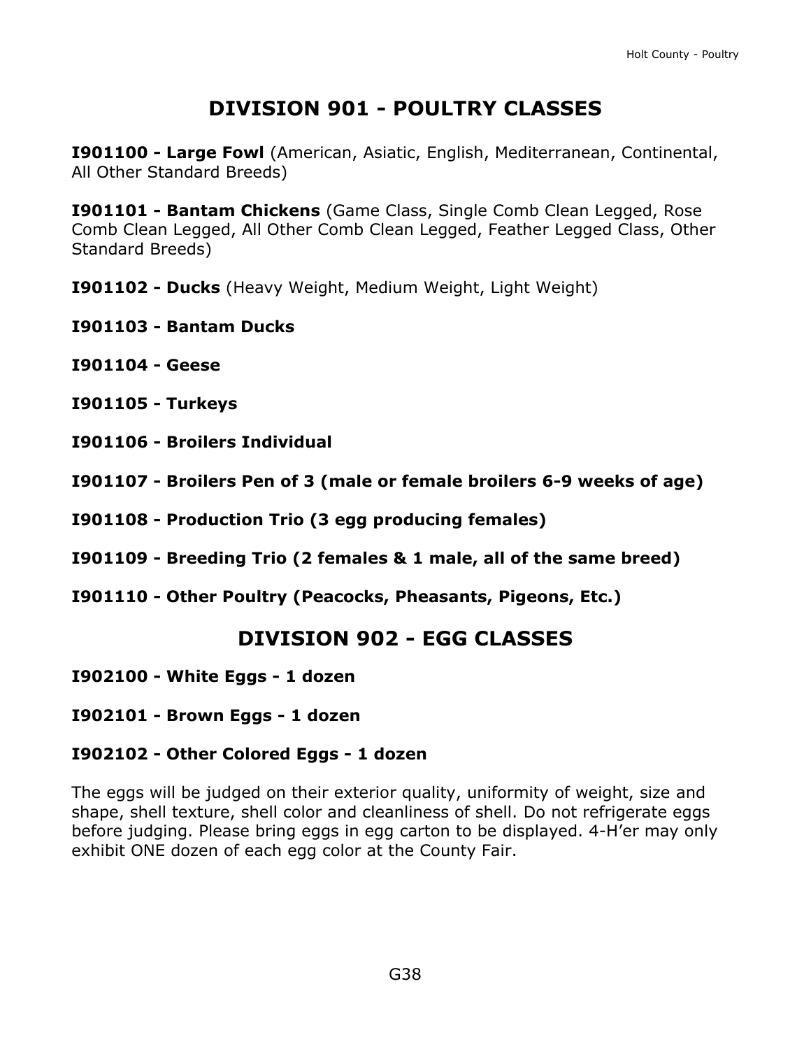# DIVISION 901 - POULTRY CLASSES

**I901100 - Large Fowl** (American, Asiatic, English, Mediterranean, Continental, All Other Standard Breeds)

**I901101 - Bantam Chickens** (Game Class, Single Comb Clean Legged, Rose Comb Clean Legged, All Other Comb Clean Legged, Feather Legged Class, Other Standard Breeds)

**I901102 - Ducks** (Heavy Weight, Medium Weight, Light Weight)

**I901103 - Bantam Ducks**

**I901104 - Geese**

**I901105 - Turkeys**

**I901106 - Broilers Individual**

**I901107 - Broilers Pen of 3 (male or female broilers 6-9 weeks of age)**

**I901108 - Production Trio (3 egg producing females)**

**I901109 - Breeding Trio (2 females & 1 male, all of the same breed)**

**I901110 - Other Poultry (Peacocks, Pheasants, Pigeons, Etc.)**

# DIVISION 902 - EGG CLASSES

**I902100 - White Eggs - 1 dozen**

**I902101 - Brown Eggs - 1 dozen**

**I902102 - Other Colored Eggs - 1 dozen**

The eggs will be judged on their exterior quality, uniformity of weight, size and shape, shell texture, shell color and cleanliness of shell. Do not refrigerate eggs before judging. Please bring eggs in egg carton to be displayed. 4-H'er may only exhibit ONE dozen of each egg color at the County Fair.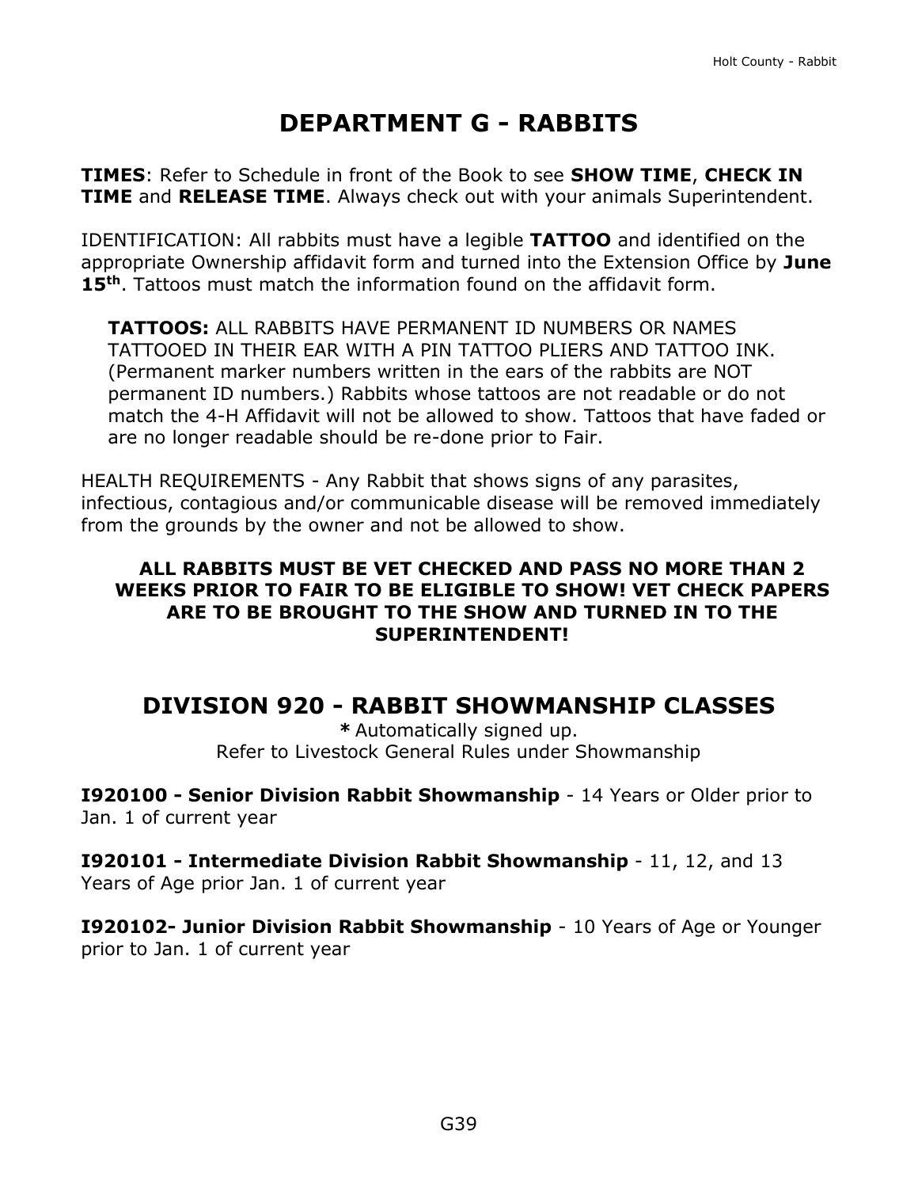# DEPARTMENT G - RABBITS

**TIMES**: Refer to Schedule in front of the Book to see **SHOW TIME**, **CHECK IN TIME** and **RELEASE TIME**. Always check out with your animals Superintendent.

IDENTIFICATION: All rabbits must have a legible **TATTOO** and identified on the appropriate Ownership affidavit form and turned into the Extension Office by **June 15th**. Tattoos must match the information found on the affidavit form.

> **TATTOOS:** ALL RABBITS HAVE PERMANENT ID NUMBERS OR NAMES TATTOOED IN THEIR EAR WITH A PIN TATTOO PLIERS AND TATTOO INK. (Permanent marker numbers written in the ears of the rabbits are NOT permanent ID numbers.) Rabbits whose tattoos are not readable or do not match the 4-H Affidavit will not be allowed to show. Tattoos that have faded or are no longer readable should be re-done prior to Fair.

HEALTH REQUIREMENTS - Any Rabbit that shows signs of any parasites, infectious, contagious and/or communicable disease will be removed immediately from the grounds by the owner and not be allowed to show.

**ALL RABBITS MUST BE VET CHECKED AND PASS NO MORE THAN 2 WEEKS PRIOR TO FAIR TO BE ELIGIBLE TO SHOW! VET CHECK PAPERS ARE TO BE BROUGHT TO THE SHOW AND TURNED IN TO THE SUPERINTENDENT!**

## DIVISION 920 - RABBIT SHOWMANSHIP CLASSES

**\*** Automatically signed up.
Refer to Livestock General Rules under Showmanship

**I920100 - Senior Division Rabbit Showmanship** - 14 Years or Older prior to Jan. 1 of current year

**I920101 - Intermediate Division Rabbit Showmanship** - 11, 12, and 13 Years of Age prior Jan. 1 of current year

**I920102- Junior Division Rabbit Showmanship** - 10 Years of Age or Younger prior to Jan. 1 of current year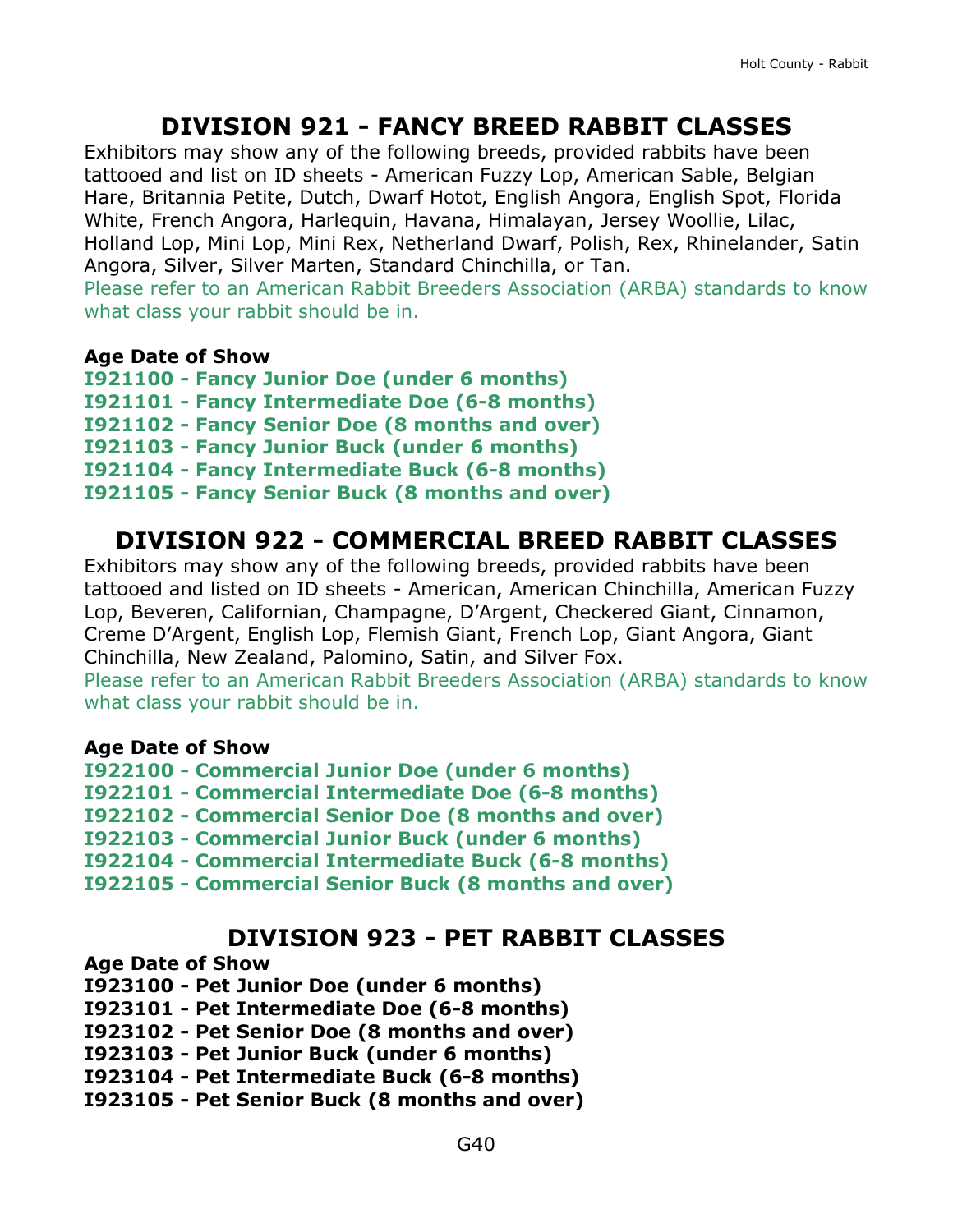## DIVISION 921 - FANCY BREED RABBIT CLASSES

Exhibitors may show any of the following breeds, provided rabbits have been tattooed and list on ID sheets - American Fuzzy Lop, American Sable, Belgian Hare, Britannia Petite, Dutch, Dwarf Hotot, English Angora, English Spot, Florida White, French Angora, Harlequin, Havana, Himalayan, Jersey Woollie, Lilac, Holland Lop, Mini Lop, Mini Rex, Netherland Dwarf, Polish, Rex, Rhinelander, Satin Angora, Silver, Silver Marten, Standard Chinchilla, or Tan.
Please refer to an American Rabbit Breeders Association (ARBA) standards to know what class your rabbit should be in.

**Age Date of Show**
**I921100 - Fancy Junior Doe (under 6 months)**
**I921101 - Fancy Intermediate Doe (6-8 months)**
**I921102 - Fancy Senior Doe (8 months and over)**
**I921103 - Fancy Junior Buck (under 6 months)**
**I921104 - Fancy Intermediate Buck (6-8 months)**
**I921105 - Fancy Senior Buck (8 months and over)**

## DIVISION 922 - COMMERCIAL BREED RABBIT CLASSES

Exhibitors may show any of the following breeds, provided rabbits have been tattooed and listed on ID sheets - American, American Chinchilla, American Fuzzy Lop, Beveren, Californian, Champagne, D'Argent, Checkered Giant, Cinnamon, Creme D'Argent, English Lop, Flemish Giant, French Lop, Giant Angora, Giant Chinchilla, New Zealand, Palomino, Satin, and Silver Fox.
Please refer to an American Rabbit Breeders Association (ARBA) standards to know what class your rabbit should be in.

**Age Date of Show**
**I922100 - Commercial Junior Doe (under 6 months)**
**I922101 - Commercial Intermediate Doe (6-8 months)**
**I922102 - Commercial Senior Doe (8 months and over)**
**I922103 - Commercial Junior Buck (under 6 months)**
**I922104 - Commercial Intermediate Buck (6-8 months)**
**I922105 - Commercial Senior Buck (8 months and over)**

## DIVISION 923 - PET RABBIT CLASSES

**Age Date of Show**
**I923100 - Pet Junior Doe (under 6 months)**
**I923101 - Pet Intermediate Doe (6-8 months)**
**I923102 - Pet Senior Doe (8 months and over)**
**I923103 - Pet Junior Buck (under 6 months)**
**I923104 - Pet Intermediate Buck (6-8 months)**
**I923105 - Pet Senior Buck (8 months and over)**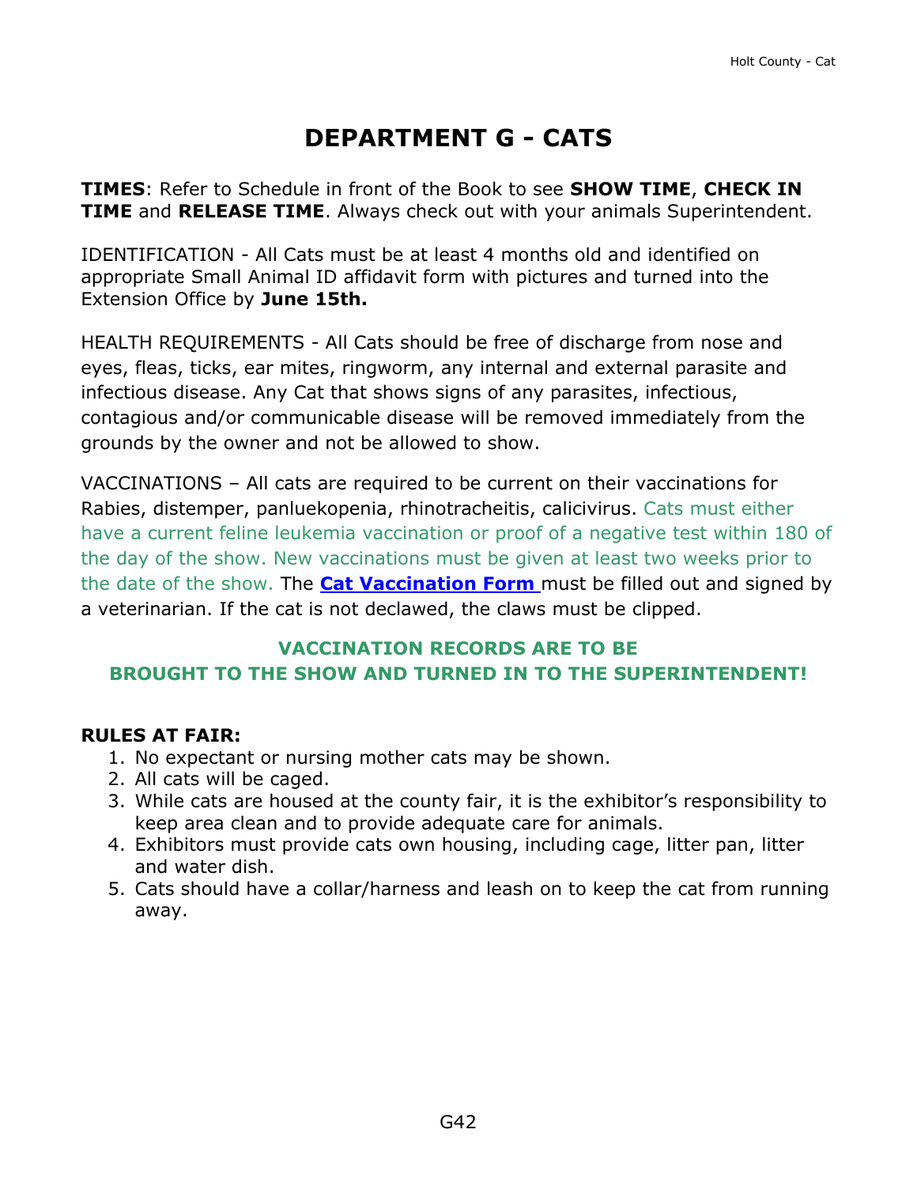# DEPARTMENT G - CATS

**TIMES**: Refer to Schedule in front of the Book to see **SHOW TIME**, **CHECK IN TIME** and **RELEASE TIME**. Always check out with your animals Superintendent.

IDENTIFICATION - All Cats must be at least 4 months old and identified on appropriate Small Animal ID affidavit form with pictures and turned into the Extension Office by **June 15th.**

HEALTH REQUIREMENTS - All Cats should be free of discharge from nose and eyes, fleas, ticks, ear mites, ringworm, any internal and external parasite and infectious disease. Any Cat that shows signs of any parasites, infectious, contagious and/or communicable disease will be removed immediately from the grounds by the owner and not be allowed to show.

VACCINATIONS – All cats are required to be current on their vaccinations for Rabies, distemper, panluekopenia, rhinotracheitis, calicivirus. Cats must either have a current feline leukemia vaccination or proof of a negative test within 180 of the day of the show. New vaccinations must be given at least two weeks prior to the date of the show. The **Cat Vaccination Form** must be filled out and signed by a veterinarian. If the cat is not declawed, the claws must be clipped.

**VACCINATION RECORDS ARE TO BE BROUGHT TO THE SHOW AND TURNED IN TO THE SUPERINTENDENT!**

**RULES AT FAIR:**

1. No expectant or nursing mother cats may be shown.
2. All cats will be caged.
3. While cats are housed at the county fair, it is the exhibitor's responsibility to keep area clean and to provide adequate care for animals.
4. Exhibitors must provide cats own housing, including cage, litter pan, litter and water dish.
5. Cats should have a collar/harness and leash on to keep the cat from running away.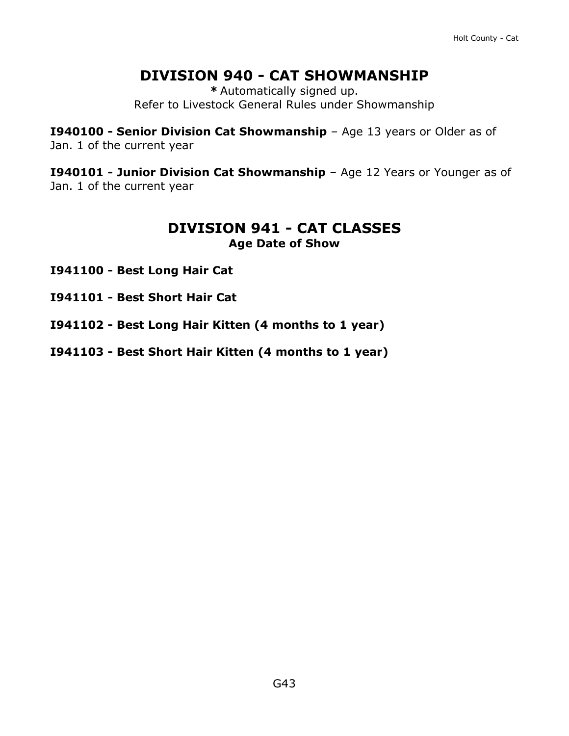## DIVISION 940 - CAT SHOWMANSHIP

**\*** Automatically signed up.
Refer to Livestock General Rules under Showmanship

**I940100 - Senior Division Cat Showmanship** – Age 13 years or Older as of Jan. 1 of the current year

**I940101 - Junior Division Cat Showmanship** – Age 12 Years or Younger as of Jan. 1 of the current year

## DIVISION 941 - CAT CLASSES

**Age Date of Show**

**I941100 - Best Long Hair Cat**

**I941101 - Best Short Hair Cat**

**I941102 - Best Long Hair Kitten (4 months to 1 year)**

**I941103 - Best Short Hair Kitten (4 months to 1 year)**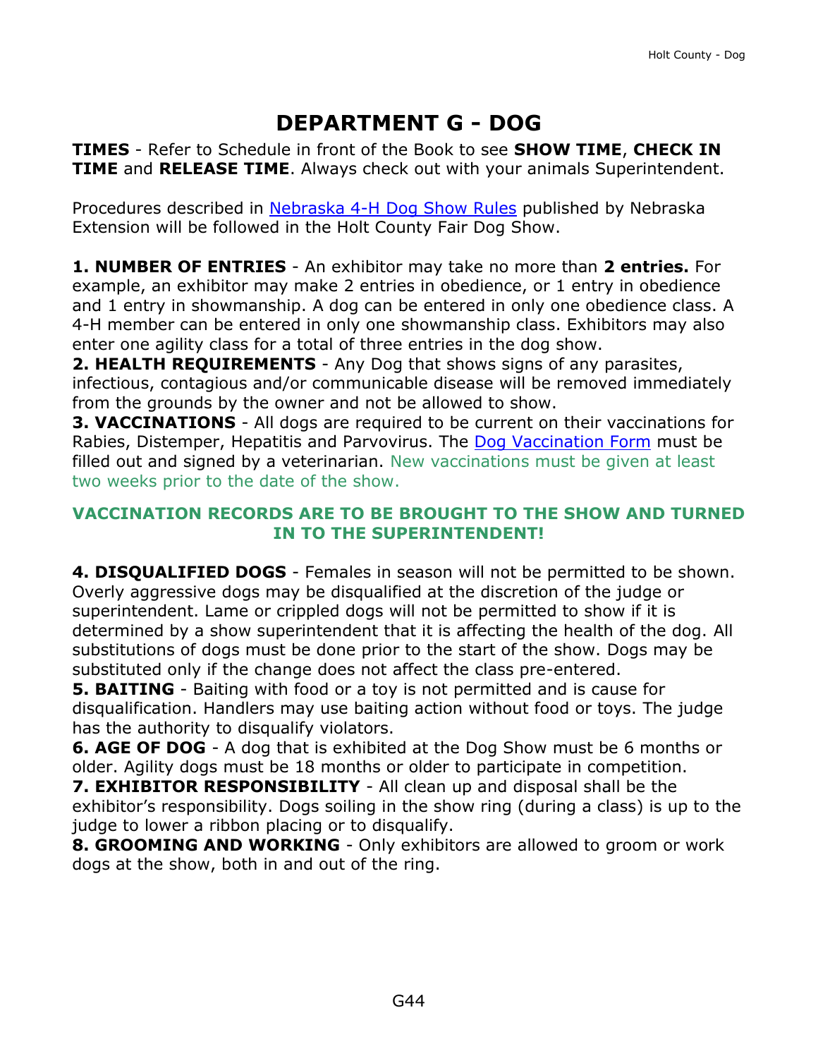# DEPARTMENT G - DOG

**TIMES** - Refer to Schedule in front of the Book to see **SHOW TIME**, **CHECK IN TIME** and **RELEASE TIME**. Always check out with your animals Superintendent.

Procedures described in Nebraska 4-H Dog Show Rules published by Nebraska Extension will be followed in the Holt County Fair Dog Show.

**1. NUMBER OF ENTRIES** - An exhibitor may take no more than **2 entries.** For example, an exhibitor may make 2 entries in obedience, or 1 entry in obedience and 1 entry in showmanship. A dog can be entered in only one obedience class. A 4-H member can be entered in only one showmanship class. Exhibitors may also enter one agility class for a total of three entries in the dog show.

**2. HEALTH REQUIREMENTS** - Any Dog that shows signs of any parasites, infectious, contagious and/or communicable disease will be removed immediately from the grounds by the owner and not be allowed to show.

**3. VACCINATIONS** - All dogs are required to be current on their vaccinations for Rabies, Distemper, Hepatitis and Parvovirus. The Dog Vaccination Form must be filled out and signed by a veterinarian. New vaccinations must be given at least two weeks prior to the date of the show.

**VACCINATION RECORDS ARE TO BE BROUGHT TO THE SHOW AND TURNED IN TO THE SUPERINTENDENT!**

**4. DISQUALIFIED DOGS** - Females in season will not be permitted to be shown. Overly aggressive dogs may be disqualified at the discretion of the judge or superintendent. Lame or crippled dogs will not be permitted to show if it is determined by a show superintendent that it is affecting the health of the dog. All substitutions of dogs must be done prior to the start of the show. Dogs may be substituted only if the change does not affect the class pre-entered.

**5. BAITING** - Baiting with food or a toy is not permitted and is cause for disqualification. Handlers may use baiting action without food or toys. The judge has the authority to disqualify violators.

**6. AGE OF DOG** - A dog that is exhibited at the Dog Show must be 6 months or older. Agility dogs must be 18 months or older to participate in competition.

**7. EXHIBITOR RESPONSIBILITY** - All clean up and disposal shall be the exhibitor's responsibility. Dogs soiling in the show ring (during a class) is up to the judge to lower a ribbon placing or to disqualify.

**8. GROOMING AND WORKING** - Only exhibitors are allowed to groom or work dogs at the show, both in and out of the ring.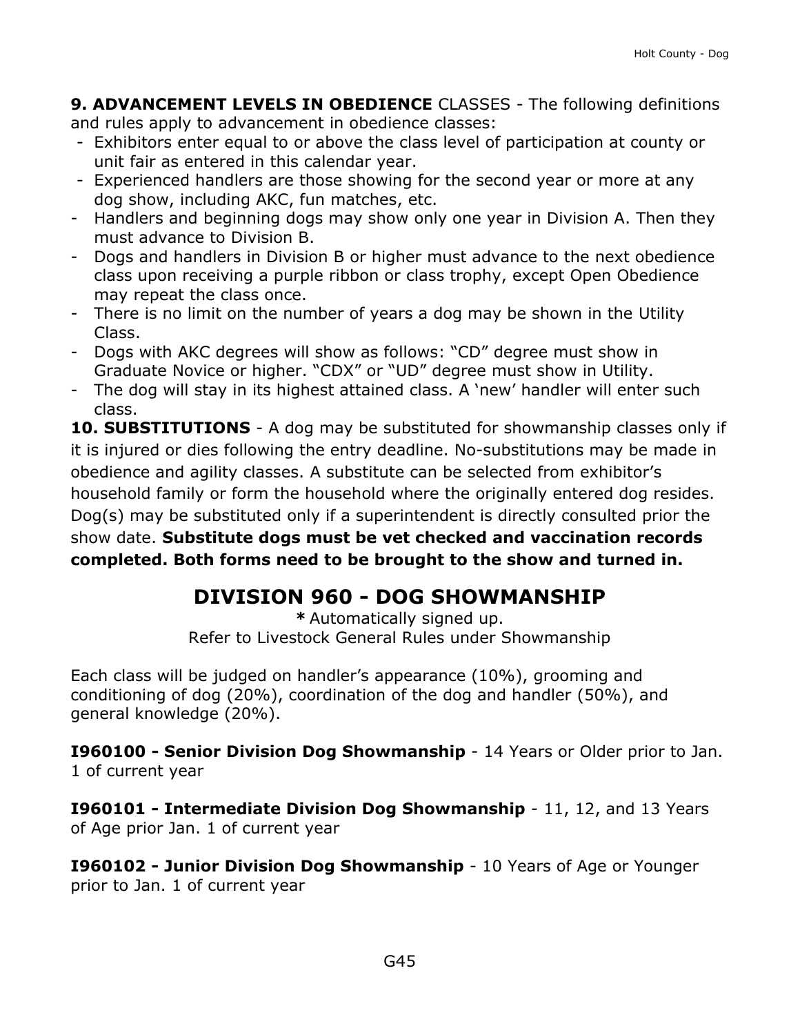**9. ADVANCEMENT LEVELS IN OBEDIENCE** CLASSES - The following definitions and rules apply to advancement in obedience classes:

- Exhibitors enter equal to or above the class level of participation at county or unit fair as entered in this calendar year.
- Experienced handlers are those showing for the second year or more at any dog show, including AKC, fun matches, etc.
- Handlers and beginning dogs may show only one year in Division A. Then they must advance to Division B.
- Dogs and handlers in Division B or higher must advance to the next obedience class upon receiving a purple ribbon or class trophy, except Open Obedience may repeat the class once.
- There is no limit on the number of years a dog may be shown in the Utility Class.
- Dogs with AKC degrees will show as follows: "CD" degree must show in Graduate Novice or higher. "CDX" or "UD" degree must show in Utility.
- The dog will stay in its highest attained class. A 'new' handler will enter such class.

**10. SUBSTITUTIONS** - A dog may be substituted for showmanship classes only if it is injured or dies following the entry deadline. No-substitutions may be made in obedience and agility classes. A substitute can be selected from exhibitor's household family or form the household where the originally entered dog resides. Dog(s) may be substituted only if a superintendent is directly consulted prior the show date. **Substitute dogs must be vet checked and vaccination records completed. Both forms need to be brought to the show and turned in.**

# DIVISION 960 - DOG SHOWMANSHIP

**\*** Automatically signed up.
Refer to Livestock General Rules under Showmanship

Each class will be judged on handler's appearance (10%), grooming and conditioning of dog (20%), coordination of the dog and handler (50%), and general knowledge (20%).

**I960100 - Senior Division Dog Showmanship** - 14 Years or Older prior to Jan. 1 of current year

**I960101 - Intermediate Division Dog Showmanship** - 11, 12, and 13 Years of Age prior Jan. 1 of current year

**I960102 - Junior Division Dog Showmanship** - 10 Years of Age or Younger prior to Jan. 1 of current year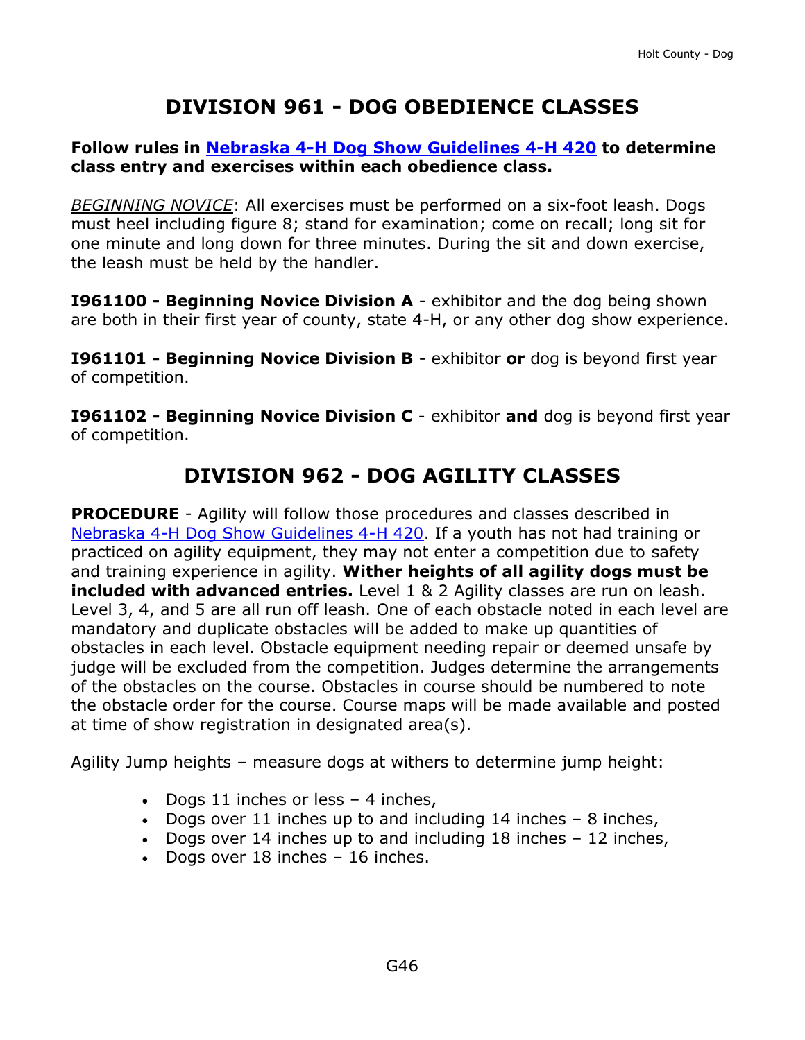# DIVISION 961 - DOG OBEDIENCE CLASSES

**Follow rules in [Nebraska 4-H Dog Show Guidelines 4-H 420](#) to determine class entry and exercises within each obedience class.**

*BEGINNING NOVICE*: All exercises must be performed on a six-foot leash. Dogs must heel including figure 8; stand for examination; come on recall; long sit for one minute and long down for three minutes. During the sit and down exercise, the leash must be held by the handler.

**I961100 - Beginning Novice Division A** - exhibitor and the dog being shown are both in their first year of county, state 4-H, or any other dog show experience.

**I961101 - Beginning Novice Division B** - exhibitor **or** dog is beyond first year of competition.

**I961102 - Beginning Novice Division C** - exhibitor **and** dog is beyond first year of competition.

# DIVISION 962 - DOG AGILITY CLASSES

**PROCEDURE** - Agility will follow those procedures and classes described in [Nebraska 4-H Dog Show Guidelines 4-H 420](#). If a youth has not had training or practiced on agility equipment, they may not enter a competition due to safety and training experience in agility. **Wither heights of all agility dogs must be included with advanced entries.** Level 1 & 2 Agility classes are run on leash. Level 3, 4, and 5 are all run off leash. One of each obstacle noted in each level are mandatory and duplicate obstacles will be added to make up quantities of obstacles in each level. Obstacle equipment needing repair or deemed unsafe by judge will be excluded from the competition. Judges determine the arrangements of the obstacles on the course. Obstacles in course should be numbered to note the obstacle order for the course. Course maps will be made available and posted at time of show registration in designated area(s).

Agility Jump heights – measure dogs at withers to determine jump height:

- Dogs 11 inches or less – 4 inches,
- Dogs over 11 inches up to and including 14 inches – 8 inches,
- Dogs over 14 inches up to and including 18 inches – 12 inches,
- Dogs over 18 inches – 16 inches.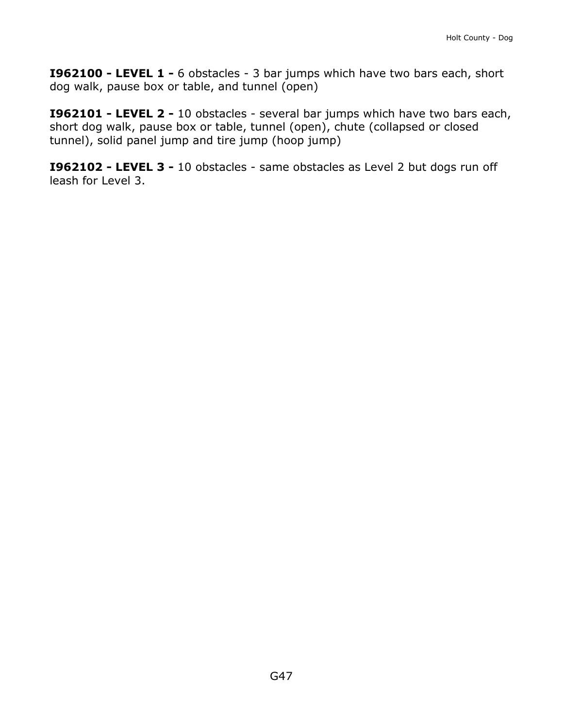**I962100 - LEVEL 1 -** 6 obstacles - 3 bar jumps which have two bars each, short dog walk, pause box or table, and tunnel (open)

**I962101 - LEVEL 2 -** 10 obstacles - several bar jumps which have two bars each, short dog walk, pause box or table, tunnel (open), chute (collapsed or closed tunnel), solid panel jump and tire jump (hoop jump)

**I962102 - LEVEL 3 -** 10 obstacles - same obstacles as Level 2 but dogs run off leash for Level 3.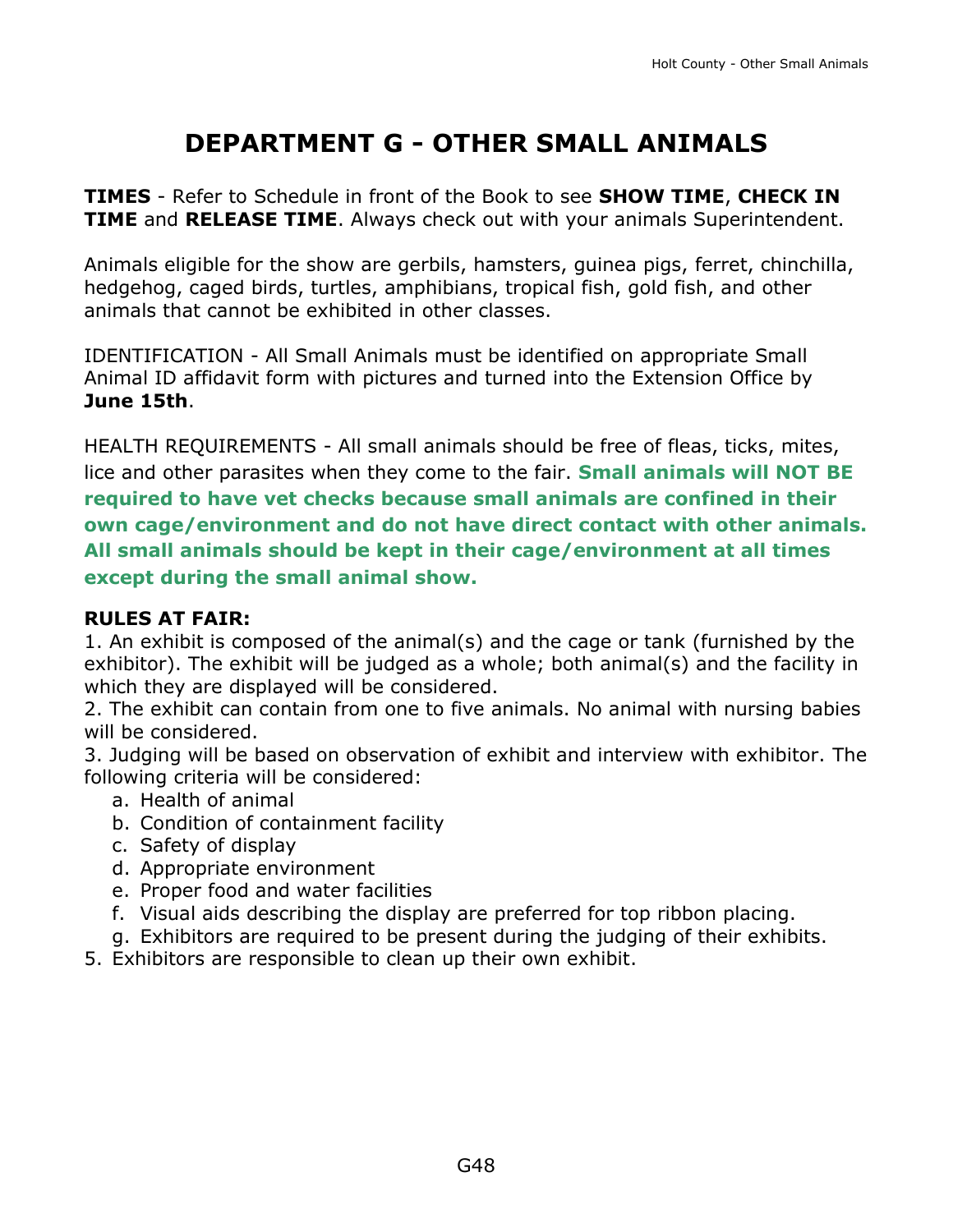# DEPARTMENT G - OTHER SMALL ANIMALS

**TIMES** - Refer to Schedule in front of the Book to see **SHOW TIME**, **CHECK IN TIME** and **RELEASE TIME**. Always check out with your animals Superintendent.

Animals eligible for the show are gerbils, hamsters, guinea pigs, ferret, chinchilla, hedgehog, caged birds, turtles, amphibians, tropical fish, gold fish, and other animals that cannot be exhibited in other classes.

IDENTIFICATION - All Small Animals must be identified on appropriate Small Animal ID affidavit form with pictures and turned into the Extension Office by **June 15th**.

HEALTH REQUIREMENTS - All small animals should be free of fleas, ticks, mites, lice and other parasites when they come to the fair. **Small animals will NOT BE required to have vet checks because small animals are confined in their own cage/environment and do not have direct contact with other animals. All small animals should be kept in their cage/environment at all times except during the small animal show.**

**RULES AT FAIR:**

1. An exhibit is composed of the animal(s) and the cage or tank (furnished by the exhibitor). The exhibit will be judged as a whole; both animal(s) and the facility in which they are displayed will be considered.
2. The exhibit can contain from one to five animals. No animal with nursing babies will be considered.
3. Judging will be based on observation of exhibit and interview with exhibitor. The following criteria will be considered:
   a. Health of animal
   b. Condition of containment facility
   c. Safety of display
   d. Appropriate environment
   e. Proper food and water facilities
   f. Visual aids describing the display are preferred for top ribbon placing.
   g. Exhibitors are required to be present during the judging of their exhibits.
5. Exhibitors are responsible to clean up their own exhibit.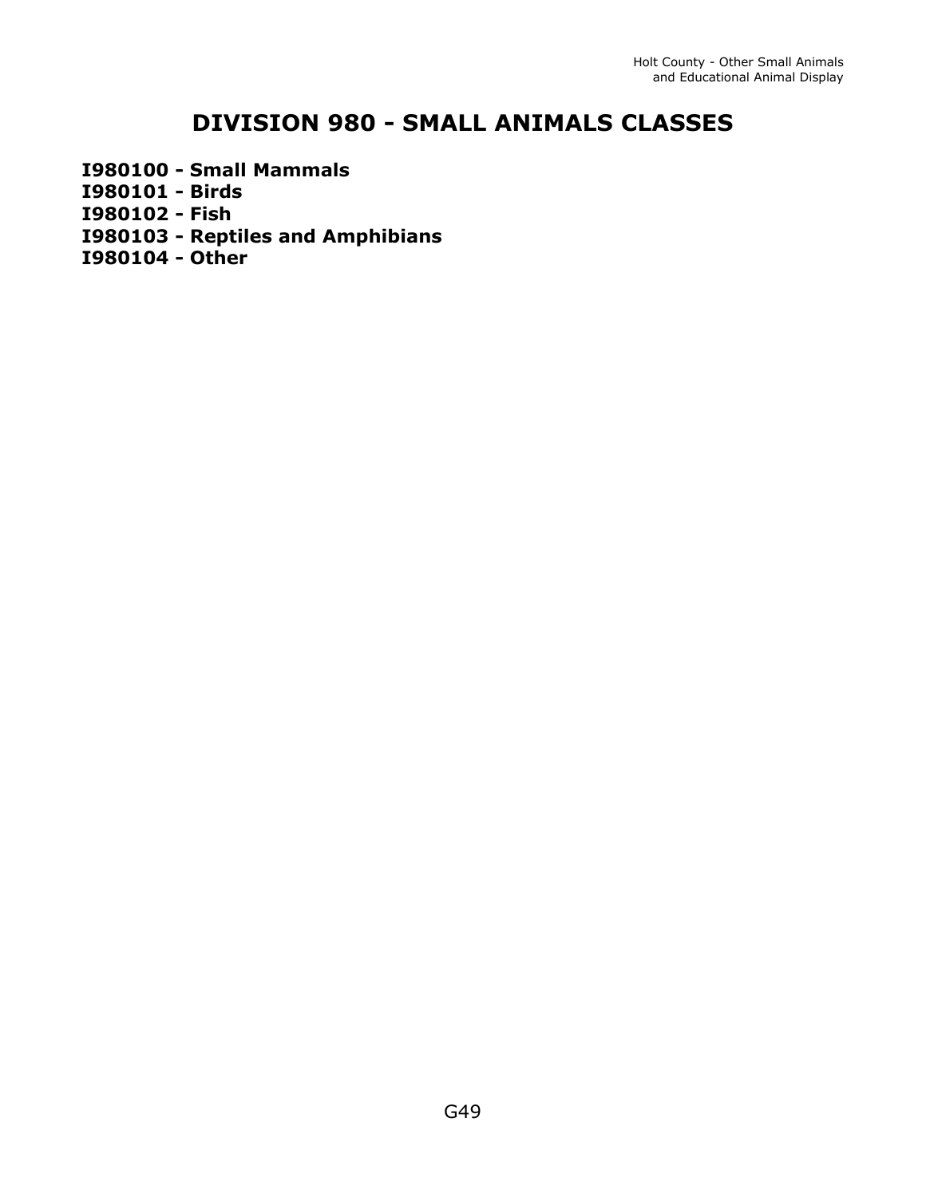# DIVISION 980 - SMALL ANIMALS CLASSES

**I980100 - Small Mammals**
**I980101 - Birds**
**I980102 - Fish**
**I980103 - Reptiles and Amphibians**
**I980104 - Other**